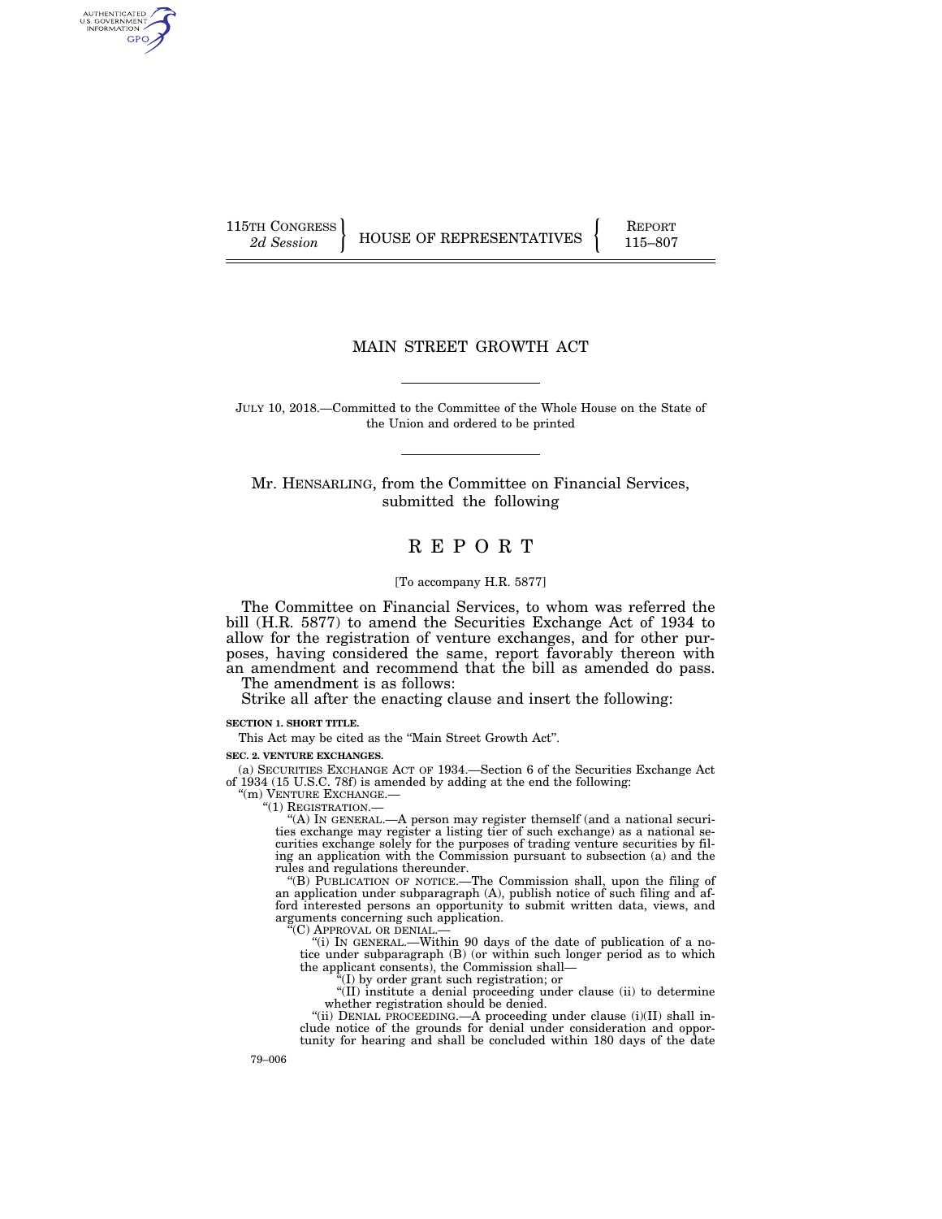115TH CONGRESS
*2d Session*

HOUSE OF REPRESENTATIVES

REPORT
115–807

# MAIN STREET GROWTH ACT

JULY 10, 2018.—Committed to the Committee of the Whole House on the State of the Union and ordered to be printed

Mr. HENSARLING, from the Committee on Financial Services, submitted the following

# R E P O R T

[To accompany H.R. 5877]

The Committee on Financial Services, to whom was referred the bill (H.R. 5877) to amend the Securities Exchange Act of 1934 to allow for the registration of venture exchanges, and for other purposes, having considered the same, report favorably thereon with an amendment and recommend that the bill as amended do pass.

The amendment is as follows:

Strike all after the enacting clause and insert the following:

**SECTION 1. SHORT TITLE.**

This Act may be cited as the "Main Street Growth Act".

**SEC. 2. VENTURE EXCHANGES.**

(a) SECURITIES EXCHANGE ACT OF 1934.—Section 6 of the Securities Exchange Act of 1934 (15 U.S.C. 78f) is amended by adding at the end the following:

"(m) VENTURE EXCHANGE.—

"(1) REGISTRATION.—

"(A) IN GENERAL.—A person may register themself (and a national securities exchange may register a listing tier of such exchange) as a national securities exchange solely for the purposes of trading venture securities by filing an application with the Commission pursuant to subsection (a) and the rules and regulations thereunder.

"(B) PUBLICATION OF NOTICE.—The Commission shall, upon the filing of an application under subparagraph (A), publish notice of such filing and afford interested persons an opportunity to submit written data, views, and arguments concerning such application.

"(C) APPROVAL OR DENIAL.—

"(i) IN GENERAL.—Within 90 days of the date of publication of a notice under subparagraph (B) (or within such longer period as to which the applicant consents), the Commission shall—

"(I) by order grant such registration; or

"(II) institute a denial proceeding under clause (ii) to determine whether registration should be denied.

"(ii) DENIAL PROCEEDING.—A proceeding under clause (i)(II) shall include notice of the grounds for denial under consideration and opportunity for hearing and shall be concluded within 180 days of the date

79–006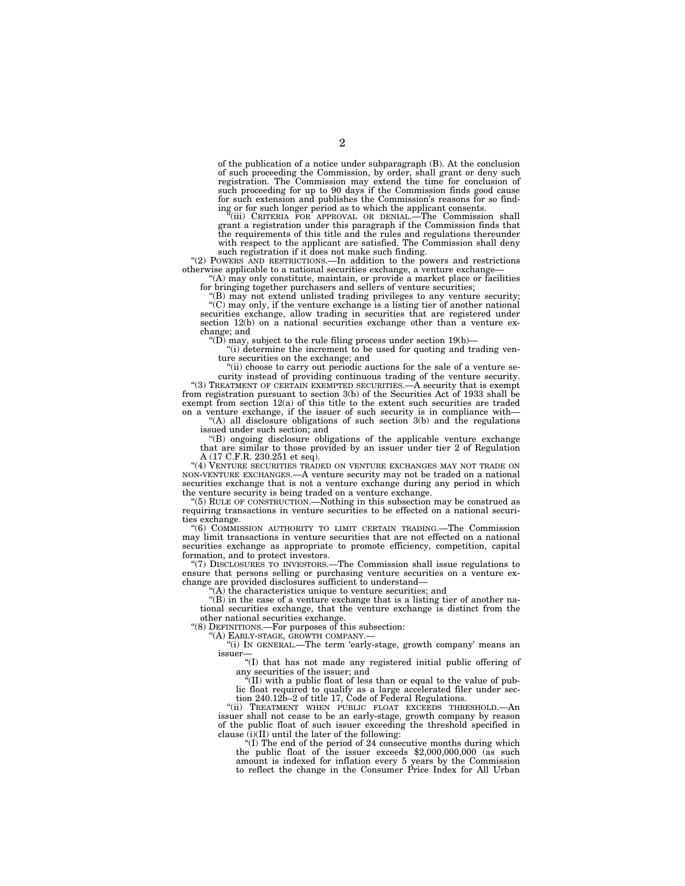of the publication of a notice under subparagraph (B). At the conclusion of such proceeding the Commission, by order, shall grant or deny such registration. The Commission may extend the time for conclusion of such proceeding for up to 90 days if the Commission finds good cause for such extension and publishes the Commission's reasons for so finding or for such longer period as to which the applicant consents.

"(iii) CRITERIA FOR APPROVAL OR DENIAL.—The Commission shall grant a registration under this paragraph if the Commission finds that the requirements of this title and the rules and regulations thereunder with respect to the applicant are satisfied. The Commission shall deny such registration if it does not make such finding.

"(2) POWERS AND RESTRICTIONS.—In addition to the powers and restrictions otherwise applicable to a national securities exchange, a venture exchange—

"(A) may only constitute, maintain, or provide a market place or facilities for bringing together purchasers and sellers of venture securities;

"(B) may not extend unlisted trading privileges to any venture security;

"(C) may only, if the venture exchange is a listing tier of another national securities exchange, allow trading in securities that are registered under section 12(b) on a national securities exchange other than a venture exchange; and

"(D) may, subject to the rule filing process under section 19(b)—

"(i) determine the increment to be used for quoting and trading venture securities on the exchange; and

"(ii) choose to carry out periodic auctions for the sale of a venture security instead of providing continuous trading of the venture security.

"(3) TREATMENT OF CERTAIN EXEMPTED SECURITIES.—A security that is exempt from registration pursuant to section 3(b) of the Securities Act of 1933 shall be exempt from section 12(a) of this title to the extent such securities are traded on a venture exchange, if the issuer of such security is in compliance with—

"(A) all disclosure obligations of such section 3(b) and the regulations issued under such section; and

"(B) ongoing disclosure obligations of the applicable venture exchange that are similar to those provided by an issuer under tier 2 of Regulation A (17 C.F.R. 230.251 et seq).

"(4) VENTURE SECURITIES TRADED ON VENTURE EXCHANGES MAY NOT TRADE ON NON-VENTURE EXCHANGES.—A venture security may not be traded on a national securities exchange that is not a venture exchange during any period in which the venture security is being traded on a venture exchange.

"(5) RULE OF CONSTRUCTION.—Nothing in this subsection may be construed as requiring transactions in venture securities to be effected on a national securities exchange.

"(6) COMMISSION AUTHORITY TO LIMIT CERTAIN TRADING.—The Commission may limit transactions in venture securities that are not effected on a national securities exchange as appropriate to promote efficiency, competition, capital formation, and to protect investors.

"(7) DISCLOSURES TO INVESTORS.—The Commission shall issue regulations to ensure that persons selling or purchasing venture securities on a venture exchange are provided disclosures sufficient to understand—

"(A) the characteristics unique to venture securities; and

"(B) in the case of a venture exchange that is a listing tier of another national securities exchange, that the venture exchange is distinct from the other national securities exchange.

"(8) DEFINITIONS.—For purposes of this subsection:

"(A) EARLY-STAGE, GROWTH COMPANY.—

"(i) IN GENERAL.—The term 'early-stage, growth company' means an issuer—

"(I) that has not made any registered initial public offering of any securities of the issuer; and

"(II) with a public float of less than or equal to the value of public float required to qualify as a large accelerated filer under section 240.12b–2 of title 17, Code of Federal Regulations.

"(ii) TREATMENT WHEN PUBLIC FLOAT EXCEEDS THRESHOLD.—An issuer shall not cease to be an early-stage, growth company by reason of the public float of such issuer exceeding the threshold specified in clause (i)(II) until the later of the following:

"(I) The end of the period of 24 consecutive months during which the public float of the issuer exceeds $2,000,000,000 (as such amount is indexed for inflation every 5 years by the Commission to reflect the change in the Consumer Price Index for All Urban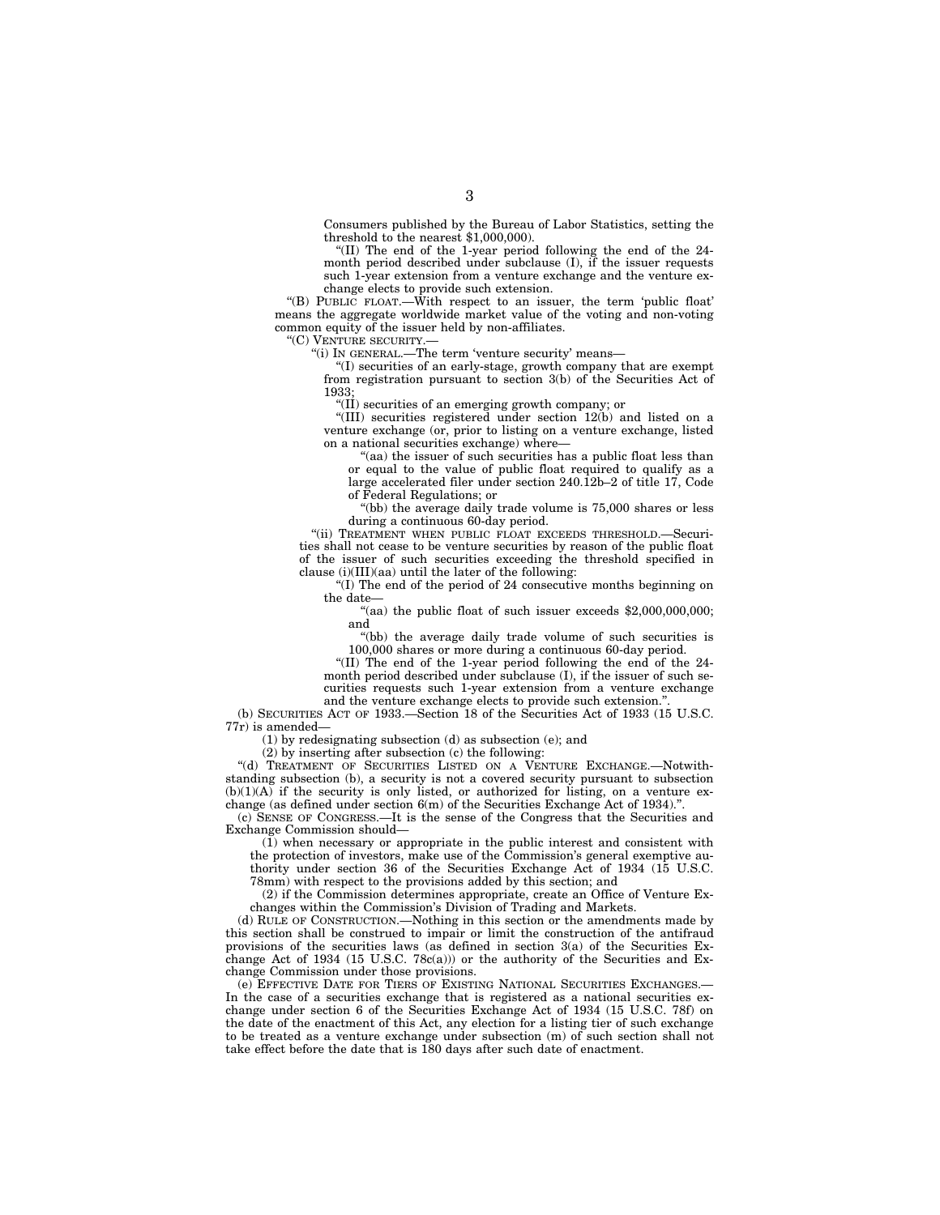Consumers published by the Bureau of Labor Statistics, setting the threshold to the nearest $1,000,000).

"(II) The end of the 1-year period following the end of the 24-month period described under subclause (I), if the issuer requests such 1-year extension from a venture exchange and the venture exchange elects to provide such extension.

"(B) PUBLIC FLOAT.—With respect to an issuer, the term 'public float' means the aggregate worldwide market value of the voting and non-voting common equity of the issuer held by non-affiliates.

"(C) VENTURE SECURITY.—

"(i) IN GENERAL.—The term 'venture security' means—

"(I) securities of an early-stage, growth company that are exempt from registration pursuant to section 3(b) of the Securities Act of 1933;

"(II) securities of an emerging growth company; or

"(III) securities registered under section 12(b) and listed on a venture exchange (or, prior to listing on a venture exchange, listed on a national securities exchange) where—

"(aa) the issuer of such securities has a public float less than or equal to the value of public float required to qualify as a large accelerated filer under section 240.12b–2 of title 17, Code of Federal Regulations; or

"(bb) the average daily trade volume is 75,000 shares or less during a continuous 60-day period.

"(ii) TREATMENT WHEN PUBLIC FLOAT EXCEEDS THRESHOLD.—Securities shall not cease to be venture securities by reason of the public float of the issuer of such securities exceeding the threshold specified in clause (i)(III)(aa) until the later of the following:

"(I) The end of the period of 24 consecutive months beginning on the date—

"(aa) the public float of such issuer exceeds $2,000,000,000; and

"(bb) the average daily trade volume of such securities is 100,000 shares or more during a continuous 60-day period.

"(II) The end of the 1-year period following the end of the 24-month period described under subclause (I), if the issuer of such securities requests such 1-year extension from a venture exchange and the venture exchange elects to provide such extension.".

(b) SECURITIES ACT OF 1933.—Section 18 of the Securities Act of 1933 (15 U.S.C. 77r) is amended—

(1) by redesignating subsection (d) as subsection (e); and

(2) by inserting after subsection (c) the following:

"(d) TREATMENT OF SECURITIES LISTED ON A VENTURE EXCHANGE.—Notwithstanding subsection (b), a security is not a covered security pursuant to subsection (b)(1)(A) if the security is only listed, or authorized for listing, on a venture exchange (as defined under section 6(m) of the Securities Exchange Act of 1934).".

(c) SENSE OF CONGRESS.—It is the sense of the Congress that the Securities and Exchange Commission should—

(1) when necessary or appropriate in the public interest and consistent with the protection of investors, make use of the Commission's general exemptive authority under section 36 of the Securities Exchange Act of 1934 (15 U.S.C. 78mm) with respect to the provisions added by this section; and

(2) if the Commission determines appropriate, create an Office of Venture Exchanges within the Commission's Division of Trading and Markets.

(d) RULE OF CONSTRUCTION.—Nothing in this section or the amendments made by this section shall be construed to impair or limit the construction of the antifraud provisions of the securities laws (as defined in section 3(a) of the Securities Exchange Act of 1934 (15 U.S.C. 78c(a))) or the authority of the Securities and Exchange Commission under those provisions.

(e) EFFECTIVE DATE FOR TIERS OF EXISTING NATIONAL SECURITIES EXCHANGES.—In the case of a securities exchange that is registered as a national securities exchange under section 6 of the Securities Exchange Act of 1934 (15 U.S.C. 78f) on the date of the enactment of this Act, any election for a listing tier of such exchange to be treated as a venture exchange under subsection (m) of such section shall not take effect before the date that is 180 days after such date of enactment.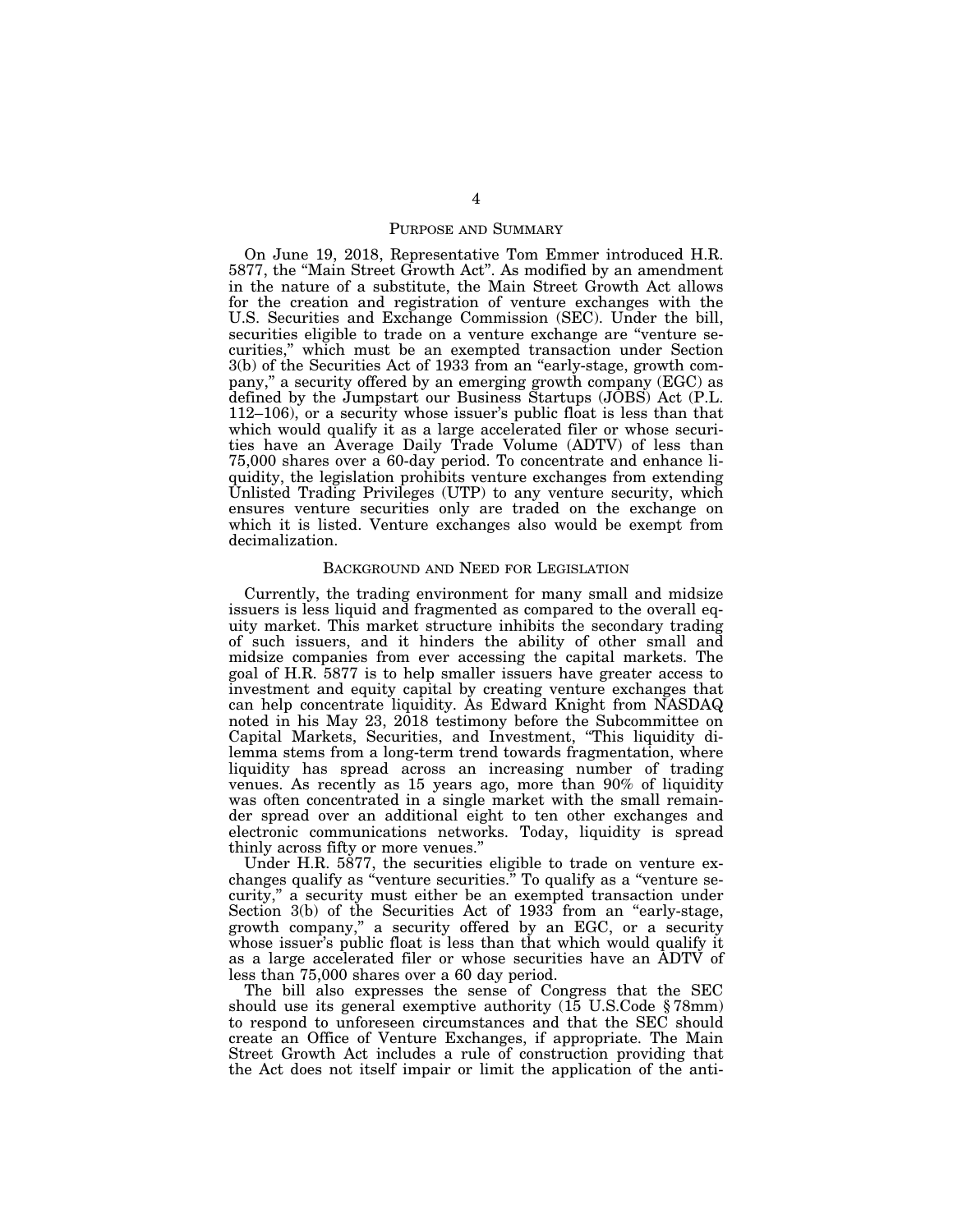## PURPOSE AND SUMMARY

On June 19, 2018, Representative Tom Emmer introduced H.R. 5877, the "Main Street Growth Act". As modified by an amendment in the nature of a substitute, the Main Street Growth Act allows for the creation and registration of venture exchanges with the U.S. Securities and Exchange Commission (SEC). Under the bill, securities eligible to trade on a venture exchange are "venture securities," which must be an exempted transaction under Section 3(b) of the Securities Act of 1933 from an "early-stage, growth company," a security offered by an emerging growth company (EGC) as defined by the Jumpstart our Business Startups (JOBS) Act (P.L. 112–106), or a security whose issuer's public float is less than that which would qualify it as a large accelerated filer or whose securities have an Average Daily Trade Volume (ADTV) of less than 75,000 shares over a 60-day period. To concentrate and enhance liquidity, the legislation prohibits venture exchanges from extending Unlisted Trading Privileges (UTP) to any venture security, which ensures venture securities only are traded on the exchange on which it is listed. Venture exchanges also would be exempt from decimalization.

## BACKGROUND AND NEED FOR LEGISLATION

Currently, the trading environment for many small and midsize issuers is less liquid and fragmented as compared to the overall equity market. This market structure inhibits the secondary trading of such issuers, and it hinders the ability of other small and midsize companies from ever accessing the capital markets. The goal of H.R. 5877 is to help smaller issuers have greater access to investment and equity capital by creating venture exchanges that can help concentrate liquidity. As Edward Knight from NASDAQ noted in his May 23, 2018 testimony before the Subcommittee on Capital Markets, Securities, and Investment, "This liquidity dilemma stems from a long-term trend towards fragmentation, where liquidity has spread across an increasing number of trading venues. As recently as 15 years ago, more than 90% of liquidity was often concentrated in a single market with the small remainder spread over an additional eight to ten other exchanges and electronic communications networks. Today, liquidity is spread thinly across fifty or more venues."

Under H.R. 5877, the securities eligible to trade on venture exchanges qualify as "venture securities." To qualify as a "venture security," a security must either be an exempted transaction under Section 3(b) of the Securities Act of 1933 from an "early-stage, growth company," a security offered by an EGC, or a security whose issuer's public float is less than that which would qualify it as a large accelerated filer or whose securities have an ADTV of less than 75,000 shares over a 60 day period.

The bill also expresses the sense of Congress that the SEC should use its general exemptive authority (15 U.S.Code § 78mm) to respond to unforeseen circumstances and that the SEC should create an Office of Venture Exchanges, if appropriate. The Main Street Growth Act includes a rule of construction providing that the Act does not itself impair or limit the application of the anti-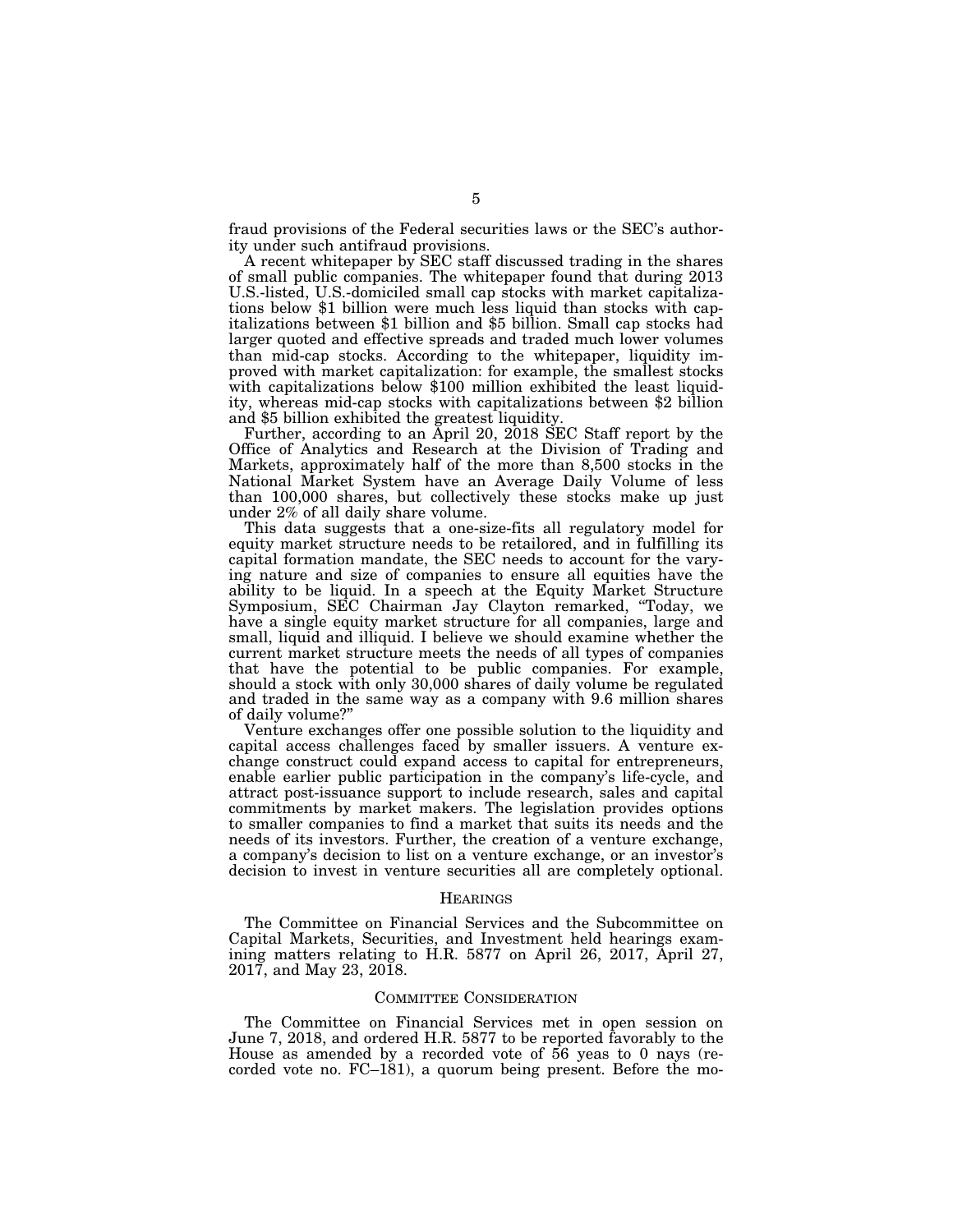fraud provisions of the Federal securities laws or the SEC's authority under such antifraud provisions.

A recent whitepaper by SEC staff discussed trading in the shares of small public companies. The whitepaper found that during 2013 U.S.-listed, U.S.-domiciled small cap stocks with market capitalizations below $1 billion were much less liquid than stocks with capitalizations between $1 billion and $5 billion. Small cap stocks had larger quoted and effective spreads and traded much lower volumes than mid-cap stocks. According to the whitepaper, liquidity improved with market capitalization: for example, the smallest stocks with capitalizations below $100 million exhibited the least liquidity, whereas mid-cap stocks with capitalizations between $2 billion and $5 billion exhibited the greatest liquidity.

Further, according to an April 20, 2018 SEC Staff report by the Office of Analytics and Research at the Division of Trading and Markets, approximately half of the more than 8,500 stocks in the National Market System have an Average Daily Volume of less than 100,000 shares, but collectively these stocks make up just under 2% of all daily share volume.

This data suggests that a one-size-fits all regulatory model for equity market structure needs to be retailored, and in fulfilling its capital formation mandate, the SEC needs to account for the varying nature and size of companies to ensure all equities have the ability to be liquid. In a speech at the Equity Market Structure Symposium, SEC Chairman Jay Clayton remarked, "Today, we have a single equity market structure for all companies, large and small, liquid and illiquid. I believe we should examine whether the current market structure meets the needs of all types of companies that have the potential to be public companies. For example, should a stock with only 30,000 shares of daily volume be regulated and traded in the same way as a company with 9.6 million shares of daily volume?"

Venture exchanges offer one possible solution to the liquidity and capital access challenges faced by smaller issuers. A venture exchange construct could expand access to capital for entrepreneurs, enable earlier public participation in the company's life-cycle, and attract post-issuance support to include research, sales and capital commitments by market makers. The legislation provides options to smaller companies to find a market that suits its needs and the needs of its investors. Further, the creation of a venture exchange, a company's decision to list on a venture exchange, or an investor's decision to invest in venture securities all are completely optional.

## Hearings

The Committee on Financial Services and the Subcommittee on Capital Markets, Securities, and Investment held hearings examining matters relating to H.R. 5877 on April 26, 2017, April 27, 2017, and May 23, 2018.

## Committee Consideration

The Committee on Financial Services met in open session on June 7, 2018, and ordered H.R. 5877 to be reported favorably to the House as amended by a recorded vote of 56 yeas to 0 nays (recorded vote no. FC–181), a quorum being present. Before the mo-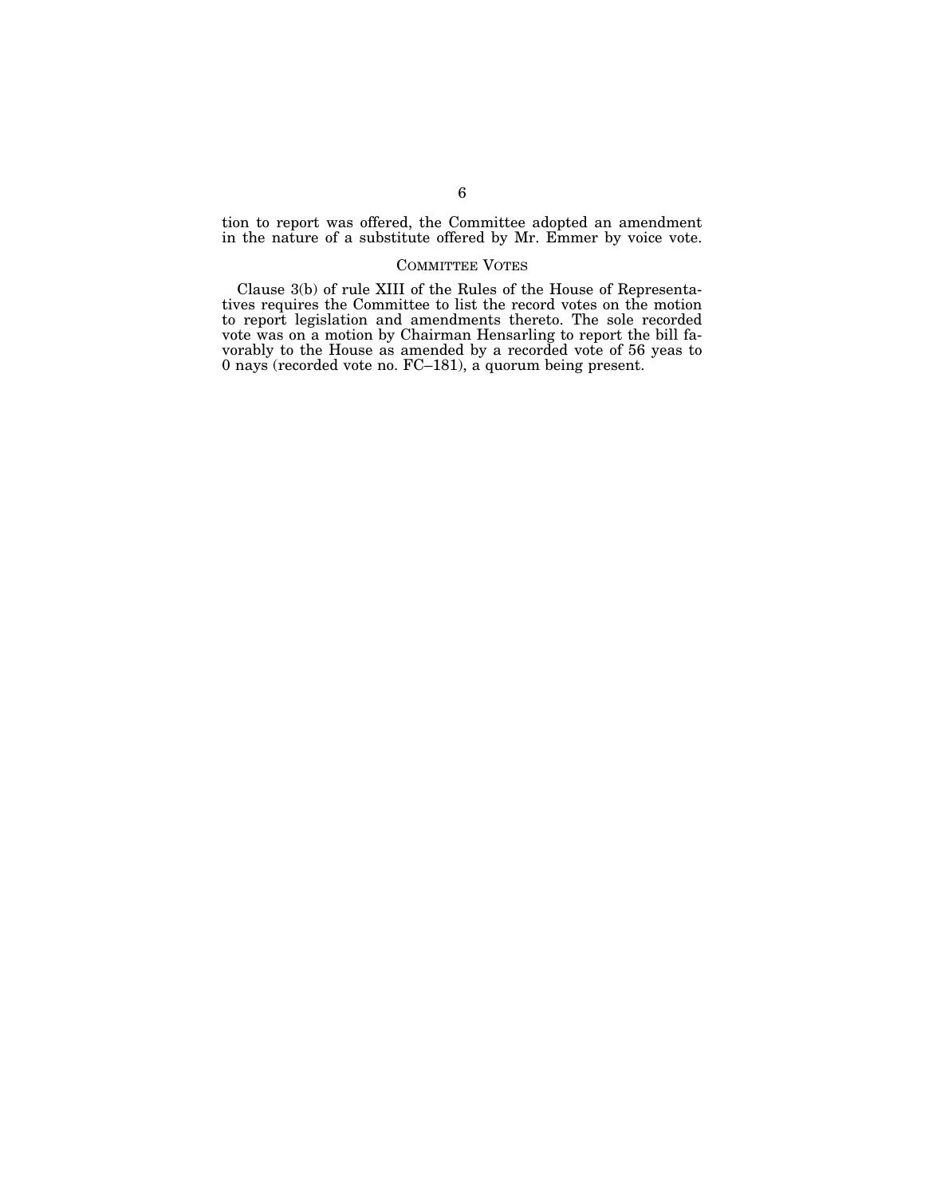tion to report was offered, the Committee adopted an amendment in the nature of a substitute offered by Mr. Emmer by voice vote.

## COMMITTEE VOTES

Clause 3(b) of rule XIII of the Rules of the House of Representatives requires the Committee to list the record votes on the motion to report legislation and amendments thereto. The sole recorded vote was on a motion by Chairman Hensarling to report the bill favorably to the House as amended by a recorded vote of 56 yeas to 0 nays (recorded vote no. FC–181), a quorum being present.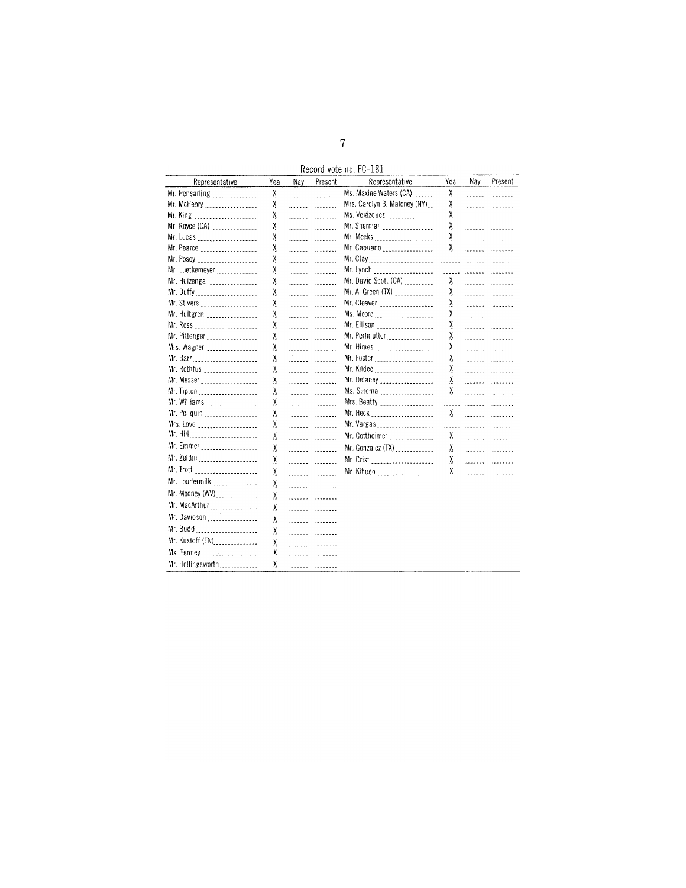Record vote no. FC-181

| Representative | Yea | Nay | Present | Representative | Yea | Nay | Present |
|---|---|---|---|---|---|---|---|
| Mr. Hensarling | X | | | Ms. Maxine Waters (CA) | X | | |
| Mr. McHenry | X | | | Mrs. Carolyn B. Maloney (NY) | X | | |
| Mr. King | X | | | Ms. Velázquez | X | | |
| Mr. Royce (CA) | X | | | Mr. Sherman | X | | |
| Mr. Lucas | X | | | Mr. Meeks | X | | |
| Mr. Pearce | X | | | Mr. Capuano | X | | |
| Mr. Posey | X | | | Mr. Clay | | | |
| Mr. Luetkemeyer | X | | | Mr. Lynch | | | |
| Mr. Huizenga | X | | | Mr. David Scott (GA) | X | | |
| Mr. Duffy | X | | | Mr. Al Green (TX) | X | | |
| Mr. Stivers | X | | | Mr. Cleaver | X | | |
| Mr. Hultgren | X | | | Ms. Moore | X | | |
| Mr. Ross | X | | | Mr. Ellison | X | | |
| Mr. Pittenger | X | | | Mr. Perlmutter | X | | |
| Mrs. Wagner | X | | | Mr. Himes | X | | |
| Mr. Barr | X | | | Mr. Foster | X | | |
| Mr. Rothfus | X | | | Mr. Kildee | X | | |
| Mr. Messer | X | | | Mr. Delaney | X | | |
| Mr. Tipton | X | | | Ms. Sinema | X | | |
| Mr. Williams | X | | | Mrs. Beatty | | | |
| Mr. Poliquin | X | | | Mr. Heck | X | | |
| Mrs. Love | X | | | Mr. Vargas | | | |
| Mr. Hill | X | | | Mr. Gottheimer | X | | |
| Mr. Emmer | X | | | Mr. Gonzalez (TX) | X | | |
| Mr. Zeldin | X | | | Mr. Crist | X | | |
| Mr. Trott | X | | | Mr. Kihuen | X | | |
| Mr. Loudermilk | X | | | | | | |
| Mr. Mooney (WV) | X | | | | | | |
| Mr. MacArthur | X | | | | | | |
| Mr. Davidson | X | | | | | | |
| Mr. Budd | X | | | | | | |
| Mr. Kustoff (TN) | X | | | | | | |
| Ms. Tenney | X | | | | | | |
| Mr. Hollingsworth | X | | | | | | |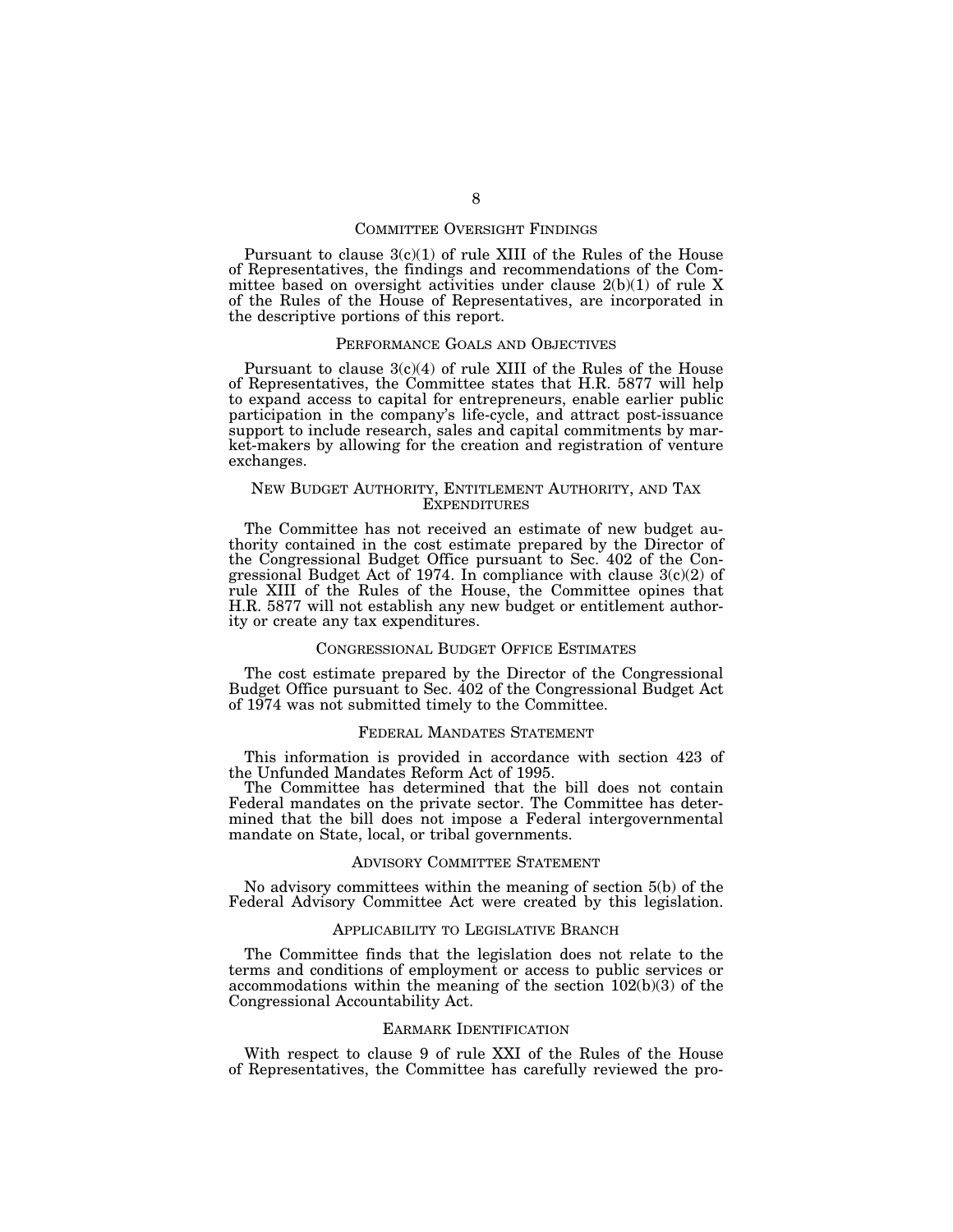## COMMITTEE OVERSIGHT FINDINGS

Pursuant to clause 3(c)(1) of rule XIII of the Rules of the House of Representatives, the findings and recommendations of the Committee based on oversight activities under clause 2(b)(1) of rule X of the Rules of the House of Representatives, are incorporated in the descriptive portions of this report.

## PERFORMANCE GOALS AND OBJECTIVES

Pursuant to clause 3(c)(4) of rule XIII of the Rules of the House of Representatives, the Committee states that H.R. 5877 will help to expand access to capital for entrepreneurs, enable earlier public participation in the company's life-cycle, and attract post-issuance support to include research, sales and capital commitments by market-makers by allowing for the creation and registration of venture exchanges.

## NEW BUDGET AUTHORITY, ENTITLEMENT AUTHORITY, AND TAX EXPENDITURES

The Committee has not received an estimate of new budget authority contained in the cost estimate prepared by the Director of the Congressional Budget Office pursuant to Sec. 402 of the Congressional Budget Act of 1974. In compliance with clause 3(c)(2) of rule XIII of the Rules of the House, the Committee opines that H.R. 5877 will not establish any new budget or entitlement authority or create any tax expenditures.

## CONGRESSIONAL BUDGET OFFICE ESTIMATES

The cost estimate prepared by the Director of the Congressional Budget Office pursuant to Sec. 402 of the Congressional Budget Act of 1974 was not submitted timely to the Committee.

## FEDERAL MANDATES STATEMENT

This information is provided in accordance with section 423 of the Unfunded Mandates Reform Act of 1995.

The Committee has determined that the bill does not contain Federal mandates on the private sector. The Committee has determined that the bill does not impose a Federal intergovernmental mandate on State, local, or tribal governments.

## ADVISORY COMMITTEE STATEMENT

No advisory committees within the meaning of section 5(b) of the Federal Advisory Committee Act were created by this legislation.

## APPLICABILITY TO LEGISLATIVE BRANCH

The Committee finds that the legislation does not relate to the terms and conditions of employment or access to public services or accommodations within the meaning of the section 102(b)(3) of the Congressional Accountability Act.

## EARMARK IDENTIFICATION

With respect to clause 9 of rule XXI of the Rules of the House of Representatives, the Committee has carefully reviewed the pro-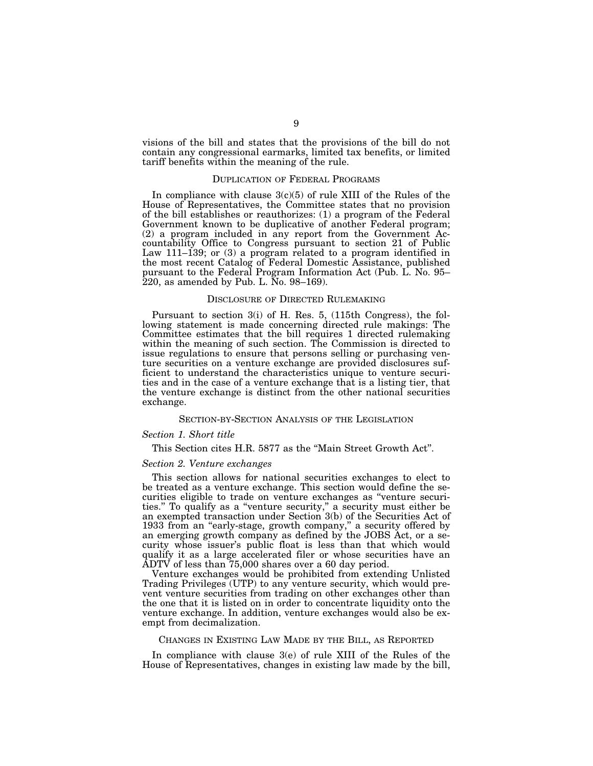visions of the bill and states that the provisions of the bill do not contain any congressional earmarks, limited tax benefits, or limited tariff benefits within the meaning of the rule.

## DUPLICATION OF FEDERAL PROGRAMS

In compliance with clause 3(c)(5) of rule XIII of the Rules of the House of Representatives, the Committee states that no provision of the bill establishes or reauthorizes: (1) a program of the Federal Government known to be duplicative of another Federal program; (2) a program included in any report from the Government Accountability Office to Congress pursuant to section 21 of Public Law 111–139; or (3) a program related to a program identified in the most recent Catalog of Federal Domestic Assistance, published pursuant to the Federal Program Information Act (Pub. L. No. 95–220, as amended by Pub. L. No. 98–169).

## DISCLOSURE OF DIRECTED RULEMAKING

Pursuant to section 3(i) of H. Res. 5, (115th Congress), the following statement is made concerning directed rule makings: The Committee estimates that the bill requires 1 directed rulemaking within the meaning of such section. The Commission is directed to issue regulations to ensure that persons selling or purchasing venture securities on a venture exchange are provided disclosures sufficient to understand the characteristics unique to venture securities and in the case of a venture exchange that is a listing tier, that the venture exchange is distinct from the other national securities exchange.

## SECTION-BY-SECTION ANALYSIS OF THE LEGISLATION

### *Section 1. Short title*

This Section cites H.R. 5877 as the "Main Street Growth Act".

### *Section 2. Venture exchanges*

This section allows for national securities exchanges to elect to be treated as a venture exchange. This section would define the securities eligible to trade on venture exchanges as "venture securities." To qualify as a "venture security," a security must either be an exempted transaction under Section 3(b) of the Securities Act of 1933 from an "early-stage, growth company," a security offered by an emerging growth company as defined by the JOBS Act, or a security whose issuer's public float is less than that which would qualify it as a large accelerated filer or whose securities have an ADTV of less than 75,000 shares over a 60 day period.

Venture exchanges would be prohibited from extending Unlisted Trading Privileges (UTP) to any venture security, which would prevent venture securities from trading on other exchanges other than the one that it is listed on in order to concentrate liquidity onto the venture exchange. In addition, venture exchanges would also be exempt from decimalization.

## CHANGES IN EXISTING LAW MADE BY THE BILL, AS REPORTED

In compliance with clause 3(e) of rule XIII of the Rules of the House of Representatives, changes in existing law made by the bill,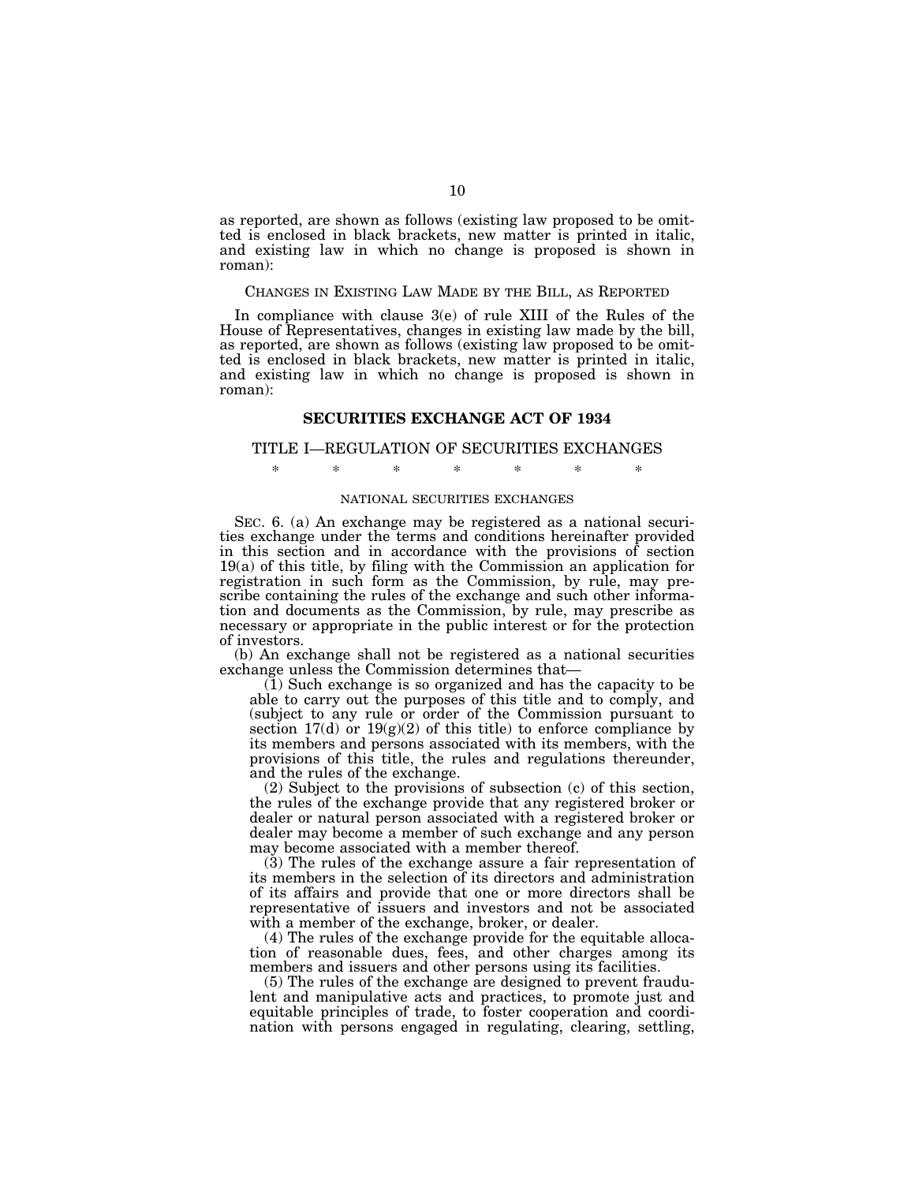as reported, are shown as follows (existing law proposed to be omitted is enclosed in black brackets, new matter is printed in italic, and existing law in which no change is proposed is shown in roman):

CHANGES IN EXISTING LAW MADE BY THE BILL, AS REPORTED

In compliance with clause 3(e) of rule XIII of the Rules of the House of Representatives, changes in existing law made by the bill, as reported, are shown as follows (existing law proposed to be omitted is enclosed in black brackets, new matter is printed in italic, and existing law in which no change is proposed is shown in roman):

## SECURITIES EXCHANGE ACT OF 1934

### TITLE I—REGULATION OF SECURITIES EXCHANGES

\* \* \* \* \* \* \*

NATIONAL SECURITIES EXCHANGES

SEC. 6. (a) An exchange may be registered as a national securities exchange under the terms and conditions hereinafter provided in this section and in accordance with the provisions of section 19(a) of this title, by filing with the Commission an application for registration in such form as the Commission, by rule, may prescribe containing the rules of the exchange and such other information and documents as the Commission, by rule, may prescribe as necessary or appropriate in the public interest or for the protection of investors.

(b) An exchange shall not be registered as a national securities exchange unless the Commission determines that—

(1) Such exchange is so organized and has the capacity to be able to carry out the purposes of this title and to comply, and (subject to any rule or order of the Commission pursuant to section 17(d) or 19(g)(2) of this title) to enforce compliance by its members and persons associated with its members, with the provisions of this title, the rules and regulations thereunder, and the rules of the exchange.

(2) Subject to the provisions of subsection (c) of this section, the rules of the exchange provide that any registered broker or dealer or natural person associated with a registered broker or dealer may become a member of such exchange and any person may become associated with a member thereof.

(3) The rules of the exchange assure a fair representation of its members in the selection of its directors and administration of its affairs and provide that one or more directors shall be representative of issuers and investors and not be associated with a member of the exchange, broker, or dealer.

(4) The rules of the exchange provide for the equitable allocation of reasonable dues, fees, and other charges among its members and issuers and other persons using its facilities.

(5) The rules of the exchange are designed to prevent fraudulent and manipulative acts and practices, to promote just and equitable principles of trade, to foster cooperation and coordination with persons engaged in regulating, clearing, settling,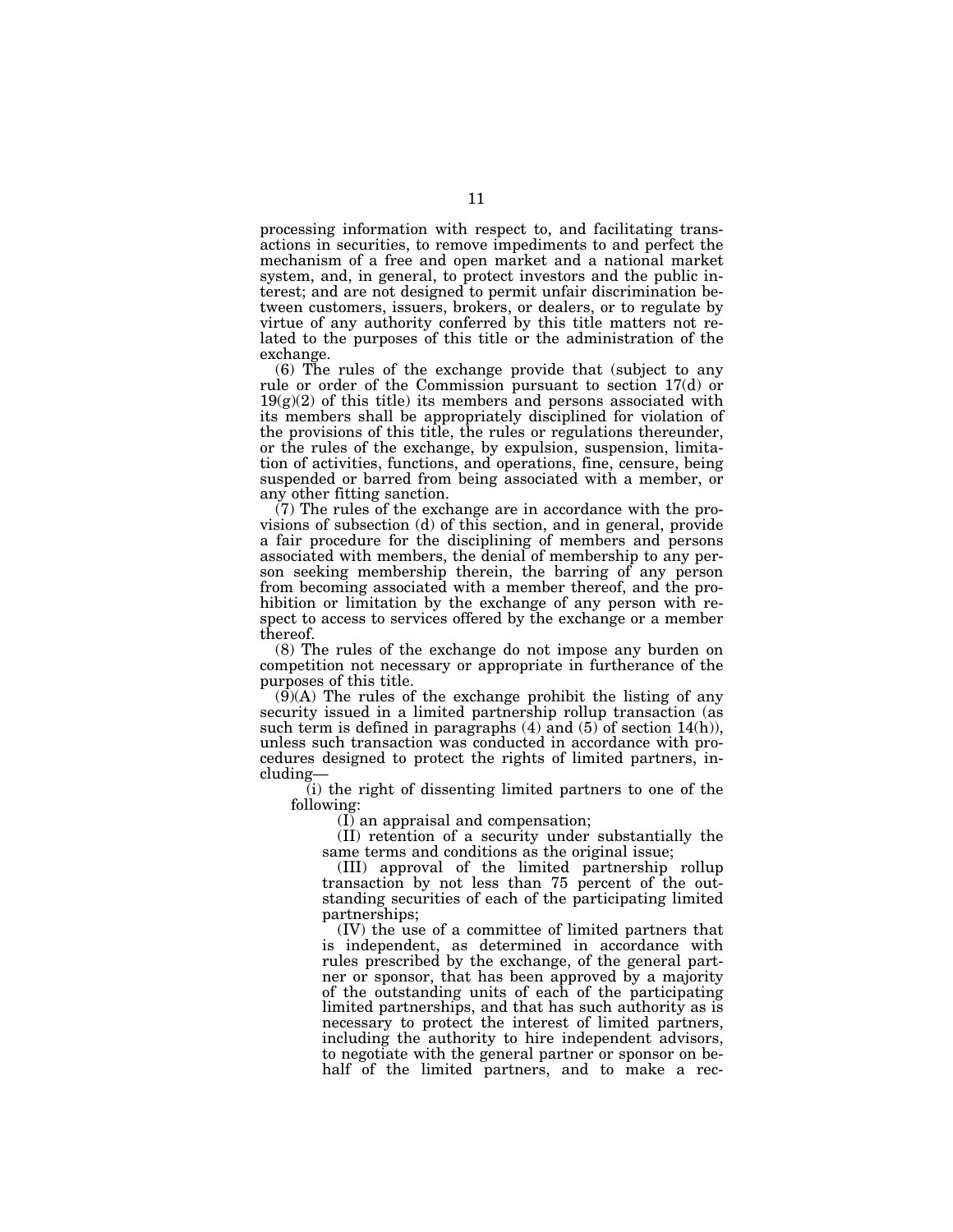processing information with respect to, and facilitating transactions in securities, to remove impediments to and perfect the mechanism of a free and open market and a national market system, and, in general, to protect investors and the public interest; and are not designed to permit unfair discrimination between customers, issuers, brokers, or dealers, or to regulate by virtue of any authority conferred by this title matters not related to the purposes of this title or the administration of the exchange.

(6) The rules of the exchange provide that (subject to any rule or order of the Commission pursuant to section 17(d) or 19(g)(2) of this title) its members and persons associated with its members shall be appropriately disciplined for violation of the provisions of this title, the rules or regulations thereunder, or the rules of the exchange, by expulsion, suspension, limitation of activities, functions, and operations, fine, censure, being suspended or barred from being associated with a member, or any other fitting sanction.

(7) The rules of the exchange are in accordance with the provisions of subsection (d) of this section, and in general, provide a fair procedure for the disciplining of members and persons associated with members, the denial of membership to any person seeking membership therein, the barring of any person from becoming associated with a member thereof, and the prohibition or limitation by the exchange of any person with respect to access to services offered by the exchange or a member thereof.

(8) The rules of the exchange do not impose any burden on competition not necessary or appropriate in furtherance of the purposes of this title.

(9)(A) The rules of the exchange prohibit the listing of any security issued in a limited partnership rollup transaction (as such term is defined in paragraphs (4) and (5) of section 14(h)), unless such transaction was conducted in accordance with procedures designed to protect the rights of limited partners, including—

(i) the right of dissenting limited partners to one of the following:

(I) an appraisal and compensation;

(II) retention of a security under substantially the same terms and conditions as the original issue;

(III) approval of the limited partnership rollup transaction by not less than 75 percent of the outstanding securities of each of the participating limited partnerships;

(IV) the use of a committee of limited partners that is independent, as determined in accordance with rules prescribed by the exchange, of the general partner or sponsor, that has been approved by a majority of the outstanding units of each of the participating limited partnerships, and that has such authority as is necessary to protect the interest of limited partners, including the authority to hire independent advisors, to negotiate with the general partner or sponsor on behalf of the limited partners, and to make a rec-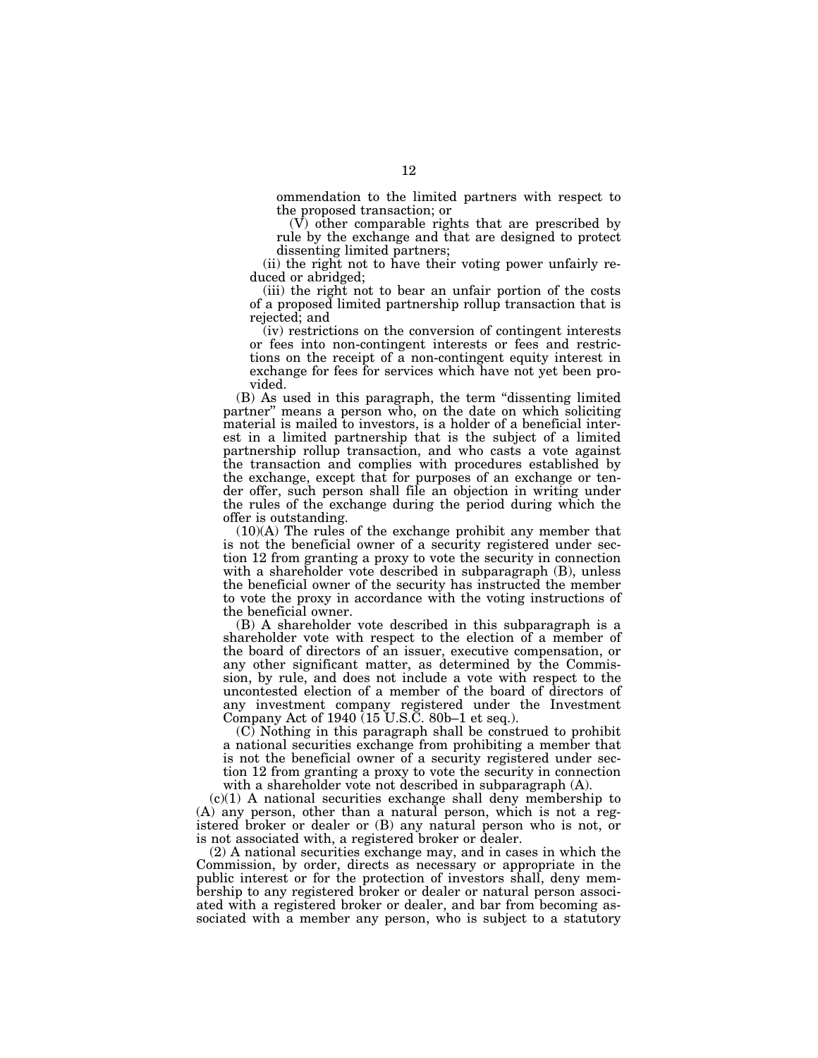ommendation to the limited partners with respect to the proposed transaction; or

(V) other comparable rights that are prescribed by rule by the exchange and that are designed to protect dissenting limited partners;

(ii) the right not to have their voting power unfairly reduced or abridged;

(iii) the right not to bear an unfair portion of the costs of a proposed limited partnership rollup transaction that is rejected; and

(iv) restrictions on the conversion of contingent interests or fees into non-contingent interests or fees and restrictions on the receipt of a non-contingent equity interest in exchange for fees for services which have not yet been provided.

(B) As used in this paragraph, the term "dissenting limited partner" means a person who, on the date on which soliciting material is mailed to investors, is a holder of a beneficial interest in a limited partnership that is the subject of a limited partnership rollup transaction, and who casts a vote against the transaction and complies with procedures established by the exchange, except that for purposes of an exchange or tender offer, such person shall file an objection in writing under the rules of the exchange during the period during which the offer is outstanding.

(10)(A) The rules of the exchange prohibit any member that is not the beneficial owner of a security registered under section 12 from granting a proxy to vote the security in connection with a shareholder vote described in subparagraph (B), unless the beneficial owner of the security has instructed the member to vote the proxy in accordance with the voting instructions of the beneficial owner.

(B) A shareholder vote described in this subparagraph is a shareholder vote with respect to the election of a member of the board of directors of an issuer, executive compensation, or any other significant matter, as determined by the Commission, by rule, and does not include a vote with respect to the uncontested election of a member of the board of directors of any investment company registered under the Investment Company Act of 1940 (15 U.S.C. 80b–1 et seq.).

(C) Nothing in this paragraph shall be construed to prohibit a national securities exchange from prohibiting a member that is not the beneficial owner of a security registered under section 12 from granting a proxy to vote the security in connection with a shareholder vote not described in subparagraph (A).

(c)(1) A national securities exchange shall deny membership to (A) any person, other than a natural person, which is not a registered broker or dealer or (B) any natural person who is not, or is not associated with, a registered broker or dealer.

(2) A national securities exchange may, and in cases in which the Commission, by order, directs as necessary or appropriate in the public interest or for the protection of investors shall, deny membership to any registered broker or dealer or natural person associated with a registered broker or dealer, and bar from becoming associated with a member any person, who is subject to a statutory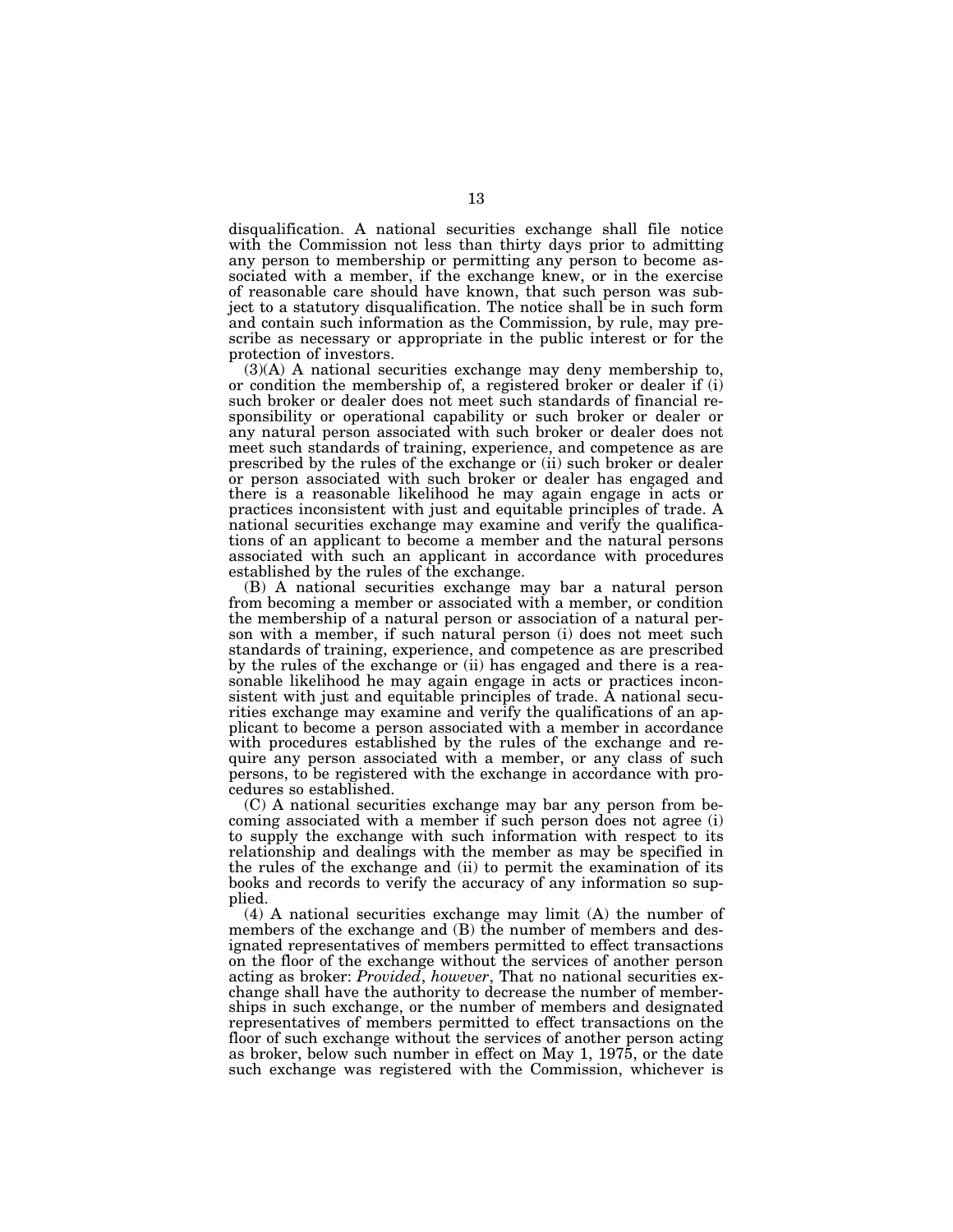disqualification. A national securities exchange shall file notice with the Commission not less than thirty days prior to admitting any person to membership or permitting any person to become associated with a member, if the exchange knew, or in the exercise of reasonable care should have known, that such person was subject to a statutory disqualification. The notice shall be in such form and contain such information as the Commission, by rule, may prescribe as necessary or appropriate in the public interest or for the protection of investors.

(3)(A) A national securities exchange may deny membership to, or condition the membership of, a registered broker or dealer if (i) such broker or dealer does not meet such standards of financial responsibility or operational capability or such broker or dealer or any natural person associated with such broker or dealer does not meet such standards of training, experience, and competence as are prescribed by the rules of the exchange or (ii) such broker or dealer or person associated with such broker or dealer has engaged and there is a reasonable likelihood he may again engage in acts or practices inconsistent with just and equitable principles of trade. A national securities exchange may examine and verify the qualifications of an applicant to become a member and the natural persons associated with such an applicant in accordance with procedures established by the rules of the exchange.

(B) A national securities exchange may bar a natural person from becoming a member or associated with a member, or condition the membership of a natural person or association of a natural person with a member, if such natural person (i) does not meet such standards of training, experience, and competence as are prescribed by the rules of the exchange or (ii) has engaged and there is a reasonable likelihood he may again engage in acts or practices inconsistent with just and equitable principles of trade. A national securities exchange may examine and verify the qualifications of an applicant to become a person associated with a member in accordance with procedures established by the rules of the exchange and require any person associated with a member, or any class of such persons, to be registered with the exchange in accordance with procedures so established.

(C) A national securities exchange may bar any person from becoming associated with a member if such person does not agree (i) to supply the exchange with such information with respect to its relationship and dealings with the member as may be specified in the rules of the exchange and (ii) to permit the examination of its books and records to verify the accuracy of any information so supplied.

(4) A national securities exchange may limit (A) the number of members of the exchange and (B) the number of members and designated representatives of members permitted to effect transactions on the floor of the exchange without the services of another person acting as broker: *Provided*, *however*, That no national securities exchange shall have the authority to decrease the number of memberships in such exchange, or the number of members and designated representatives of members permitted to effect transactions on the floor of such exchange without the services of another person acting as broker, below such number in effect on May 1, 1975, or the date such exchange was registered with the Commission, whichever is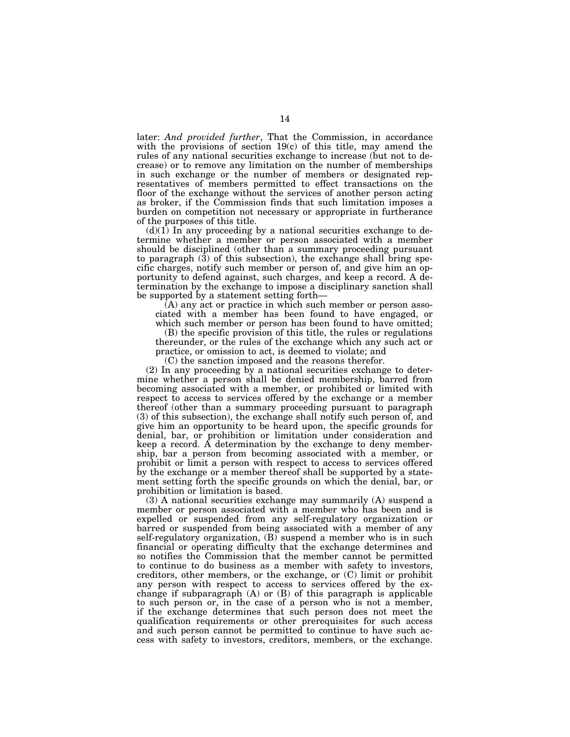later: *And provided further*, That the Commission, in accordance with the provisions of section 19(c) of this title, may amend the rules of any national securities exchange to increase (but not to decrease) or to remove any limitation on the number of memberships in such exchange or the number of members or designated representatives of members permitted to effect transactions on the floor of the exchange without the services of another person acting as broker, if the Commission finds that such limitation imposes a burden on competition not necessary or appropriate in furtherance of the purposes of this title.

(d)(1) In any proceeding by a national securities exchange to determine whether a member or person associated with a member should be disciplined (other than a summary proceeding pursuant to paragraph (3) of this subsection), the exchange shall bring specific charges, notify such member or person of, and give him an opportunity to defend against, such charges, and keep a record. A determination by the exchange to impose a disciplinary sanction shall be supported by a statement setting forth—

(A) any act or practice in which such member or person associated with a member has been found to have engaged, or which such member or person has been found to have omitted;

(B) the specific provision of this title, the rules or regulations thereunder, or the rules of the exchange which any such act or practice, or omission to act, is deemed to violate; and

(C) the sanction imposed and the reasons therefor.

(2) In any proceeding by a national securities exchange to determine whether a person shall be denied membership, barred from becoming associated with a member, or prohibited or limited with respect to access to services offered by the exchange or a member thereof (other than a summary proceeding pursuant to paragraph (3) of this subsection), the exchange shall notify such person of, and give him an opportunity to be heard upon, the specific grounds for denial, bar, or prohibition or limitation under consideration and keep a record. A determination by the exchange to deny membership, bar a person from becoming associated with a member, or prohibit or limit a person with respect to access to services offered by the exchange or a member thereof shall be supported by a statement setting forth the specific grounds on which the denial, bar, or prohibition or limitation is based.

(3) A national securities exchange may summarily (A) suspend a member or person associated with a member who has been and is expelled or suspended from any self-regulatory organization or barred or suspended from being associated with a member of any self-regulatory organization, (B) suspend a member who is in such financial or operating difficulty that the exchange determines and so notifies the Commission that the member cannot be permitted to continue to do business as a member with safety to investors, creditors, other members, or the exchange, or (C) limit or prohibit any person with respect to access to services offered by the exchange if subparagraph (A) or (B) of this paragraph is applicable to such person or, in the case of a person who is not a member, if the exchange determines that such person does not meet the qualification requirements or other prerequisites for such access and such person cannot be permitted to continue to have such access with safety to investors, creditors, members, or the exchange.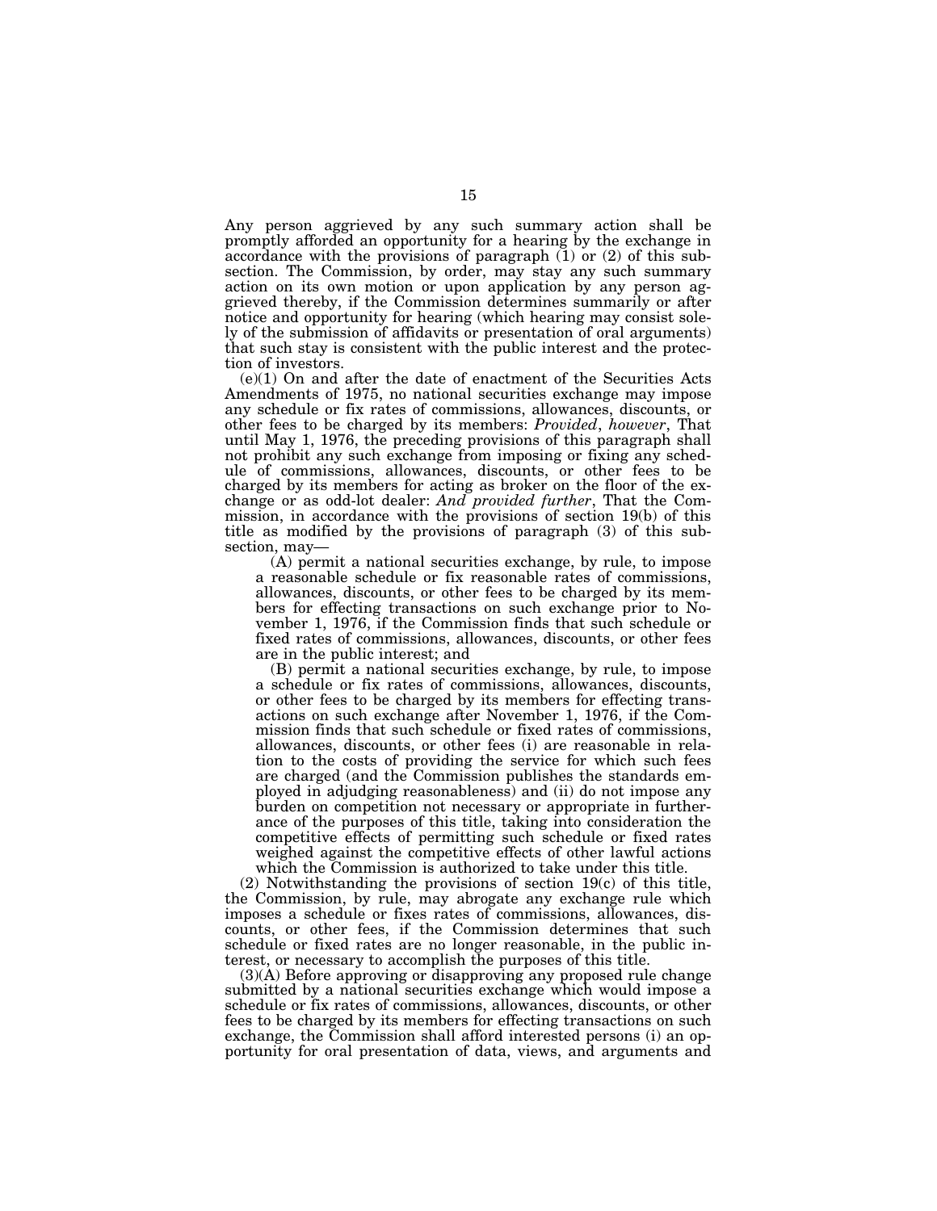Any person aggrieved by any such summary action shall be promptly afforded an opportunity for a hearing by the exchange in accordance with the provisions of paragraph (1) or (2) of this subsection. The Commission, by order, may stay any such summary action on its own motion or upon application by any person aggrieved thereby, if the Commission determines summarily or after notice and opportunity for hearing (which hearing may consist solely of the submission of affidavits or presentation of oral arguments) that such stay is consistent with the public interest and the protection of investors.

(e)(1) On and after the date of enactment of the Securities Acts Amendments of 1975, no national securities exchange may impose any schedule or fix rates of commissions, allowances, discounts, or other fees to be charged by its members: *Provided*, *however*, That until May 1, 1976, the preceding provisions of this paragraph shall not prohibit any such exchange from imposing or fixing any schedule of commissions, allowances, discounts, or other fees to be charged by its members for acting as broker on the floor of the exchange or as odd-lot dealer: *And provided further*, That the Commission, in accordance with the provisions of section 19(b) of this title as modified by the provisions of paragraph (3) of this subsection, may—

(A) permit a national securities exchange, by rule, to impose a reasonable schedule or fix reasonable rates of commissions, allowances, discounts, or other fees to be charged by its members for effecting transactions on such exchange prior to November 1, 1976, if the Commission finds that such schedule or fixed rates of commissions, allowances, discounts, or other fees are in the public interest; and

(B) permit a national securities exchange, by rule, to impose a schedule or fix rates of commissions, allowances, discounts, or other fees to be charged by its members for effecting transactions on such exchange after November 1, 1976, if the Commission finds that such schedule or fixed rates of commissions, allowances, discounts, or other fees (i) are reasonable in relation to the costs of providing the service for which such fees are charged (and the Commission publishes the standards employed in adjudging reasonableness) and (ii) do not impose any burden on competition not necessary or appropriate in furtherance of the purposes of this title, taking into consideration the competitive effects of permitting such schedule or fixed rates weighed against the competitive effects of other lawful actions which the Commission is authorized to take under this title.

(2) Notwithstanding the provisions of section 19(c) of this title, the Commission, by rule, may abrogate any exchange rule which imposes a schedule or fixes rates of commissions, allowances, discounts, or other fees, if the Commission determines that such schedule or fixed rates are no longer reasonable, in the public interest, or necessary to accomplish the purposes of this title.

(3)(A) Before approving or disapproving any proposed rule change submitted by a national securities exchange which would impose a schedule or fix rates of commissions, allowances, discounts, or other fees to be charged by its members for effecting transactions on such exchange, the Commission shall afford interested persons (i) an opportunity for oral presentation of data, views, and arguments and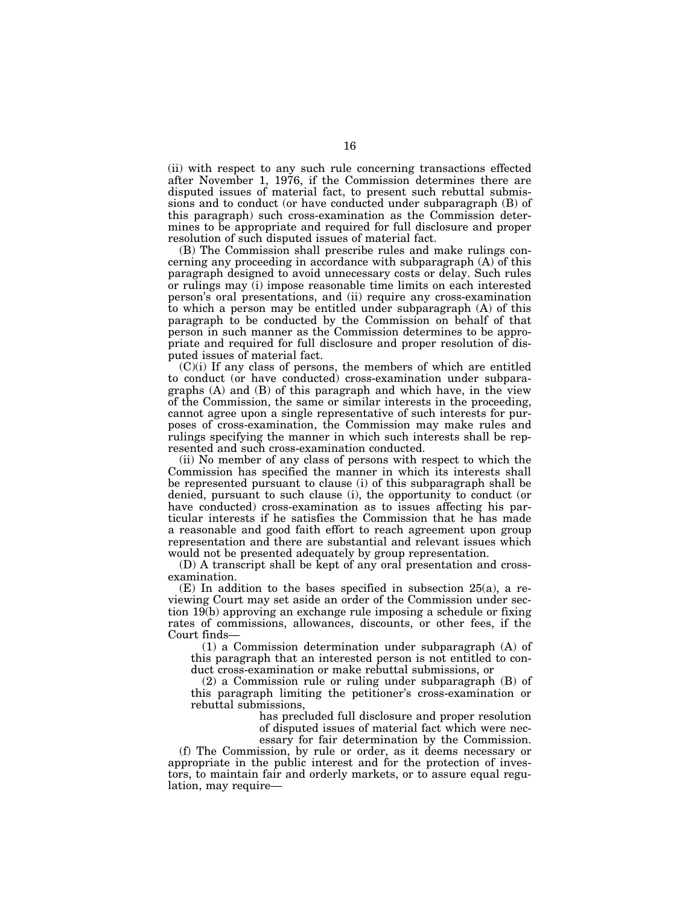(ii) with respect to any such rule concerning transactions effected after November 1, 1976, if the Commission determines there are disputed issues of material fact, to present such rebuttal submissions and to conduct (or have conducted under subparagraph (B) of this paragraph) such cross-examination as the Commission determines to be appropriate and required for full disclosure and proper resolution of such disputed issues of material fact.

(B) The Commission shall prescribe rules and make rulings concerning any proceeding in accordance with subparagraph (A) of this paragraph designed to avoid unnecessary costs or delay. Such rules or rulings may (i) impose reasonable time limits on each interested person's oral presentations, and (ii) require any cross-examination to which a person may be entitled under subparagraph (A) of this paragraph to be conducted by the Commission on behalf of that person in such manner as the Commission determines to be appropriate and required for full disclosure and proper resolution of disputed issues of material fact.

(C)(i) If any class of persons, the members of which are entitled to conduct (or have conducted) cross-examination under subparagraphs (A) and (B) of this paragraph and which have, in the view of the Commission, the same or similar interests in the proceeding, cannot agree upon a single representative of such interests for purposes of cross-examination, the Commission may make rules and rulings specifying the manner in which such interests shall be represented and such cross-examination conducted.

(ii) No member of any class of persons with respect to which the Commission has specified the manner in which its interests shall be represented pursuant to clause (i) of this subparagraph shall be denied, pursuant to such clause (i), the opportunity to conduct (or have conducted) cross-examination as to issues affecting his particular interests if he satisfies the Commission that he has made a reasonable and good faith effort to reach agreement upon group representation and there are substantial and relevant issues which would not be presented adequately by group representation.

(D) A transcript shall be kept of any oral presentation and cross-examination.

(E) In addition to the bases specified in subsection 25(a), a reviewing Court may set aside an order of the Commission under section 19(b) approving an exchange rule imposing a schedule or fixing rates of commissions, allowances, discounts, or other fees, if the Court finds—

(1) a Commission determination under subparagraph (A) of this paragraph that an interested person is not entitled to conduct cross-examination or make rebuttal submissions, or

(2) a Commission rule or ruling under subparagraph (B) of this paragraph limiting the petitioner's cross-examination or rebuttal submissions,

has precluded full disclosure and proper resolution of disputed issues of material fact which were necessary for fair determination by the Commission.

(f) The Commission, by rule or order, as it deems necessary or appropriate in the public interest and for the protection of investors, to maintain fair and orderly markets, or to assure equal regulation, may require—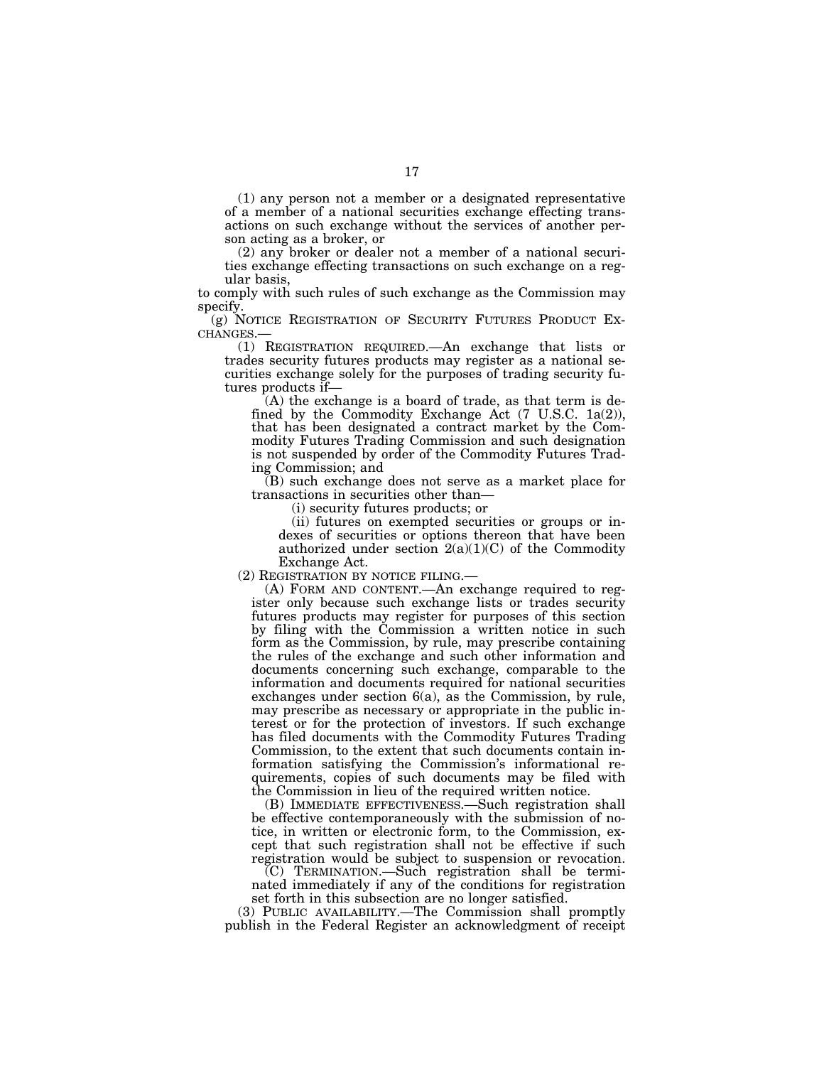(1) any person not a member or a designated representative of a member of a national securities exchange effecting transactions on such exchange without the services of another person acting as a broker, or

(2) any broker or dealer not a member of a national securities exchange effecting transactions on such exchange on a regular basis,

to comply with such rules of such exchange as the Commission may specify.

(g) NOTICE REGISTRATION OF SECURITY FUTURES PRODUCT EXCHANGES.—

(1) REGISTRATION REQUIRED.—An exchange that lists or trades security futures products may register as a national securities exchange solely for the purposes of trading security futures products if—

(A) the exchange is a board of trade, as that term is defined by the Commodity Exchange Act (7 U.S.C. 1a(2)), that has been designated a contract market by the Commodity Futures Trading Commission and such designation is not suspended by order of the Commodity Futures Trading Commission; and

(B) such exchange does not serve as a market place for transactions in securities other than—

(i) security futures products; or

(ii) futures on exempted securities or groups or indexes of securities or options thereon that have been authorized under section 2(a)(1)(C) of the Commodity Exchange Act.

(2) REGISTRATION BY NOTICE FILING.—

(A) FORM AND CONTENT.—An exchange required to register only because such exchange lists or trades security futures products may register for purposes of this section by filing with the Commission a written notice in such form as the Commission, by rule, may prescribe containing the rules of the exchange and such other information and documents concerning such exchange, comparable to the information and documents required for national securities exchanges under section 6(a), as the Commission, by rule, may prescribe as necessary or appropriate in the public interest or for the protection of investors. If such exchange has filed documents with the Commodity Futures Trading Commission, to the extent that such documents contain information satisfying the Commission's informational requirements, copies of such documents may be filed with the Commission in lieu of the required written notice.

(B) IMMEDIATE EFFECTIVENESS.—Such registration shall be effective contemporaneously with the submission of notice, in written or electronic form, to the Commission, except that such registration shall not be effective if such registration would be subject to suspension or revocation.

(C) TERMINATION.—Such registration shall be terminated immediately if any of the conditions for registration set forth in this subsection are no longer satisfied.

(3) PUBLIC AVAILABILITY.—The Commission shall promptly publish in the Federal Register an acknowledgment of receipt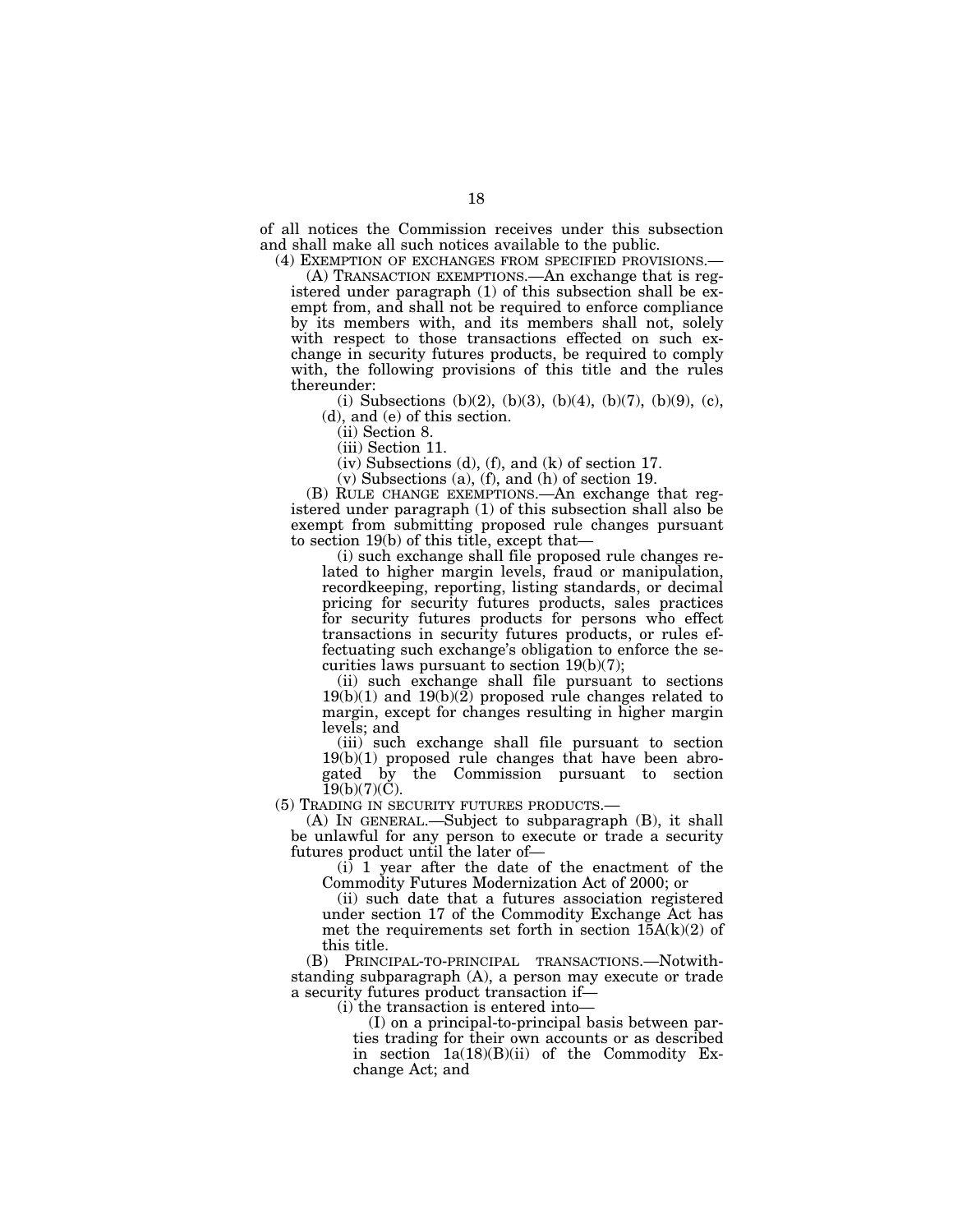of all notices the Commission receives under this subsection and shall make all such notices available to the public.

(4) EXEMPTION OF EXCHANGES FROM SPECIFIED PROVISIONS.—

(A) TRANSACTION EXEMPTIONS.—An exchange that is registered under paragraph (1) of this subsection shall be exempt from, and shall not be required to enforce compliance by its members with, and its members shall not, solely with respect to those transactions effected on such exchange in security futures products, be required to comply with, the following provisions of this title and the rules thereunder:

(i) Subsections (b)(2), (b)(3), (b)(4), (b)(7), (b)(9), (c), (d), and (e) of this section.

(ii) Section 8.

(iii) Section 11.

(iv) Subsections (d), (f), and (k) of section 17.

(v) Subsections (a), (f), and (h) of section 19.

(B) RULE CHANGE EXEMPTIONS.—An exchange that registered under paragraph (1) of this subsection shall also be exempt from submitting proposed rule changes pursuant to section 19(b) of this title, except that—

(i) such exchange shall file proposed rule changes related to higher margin levels, fraud or manipulation, recordkeeping, reporting, listing standards, or decimal pricing for security futures products, sales practices for security futures products for persons who effect transactions in security futures products, or rules effectuating such exchange's obligation to enforce the securities laws pursuant to section 19(b)(7);

(ii) such exchange shall file pursuant to sections 19(b)(1) and 19(b)(2) proposed rule changes related to margin, except for changes resulting in higher margin levels; and

(iii) such exchange shall file pursuant to section 19(b)(1) proposed rule changes that have been abrogated by the Commission pursuant to section 19(b)(7)(C).

(5) TRADING IN SECURITY FUTURES PRODUCTS.—

(A) IN GENERAL.—Subject to subparagraph (B), it shall be unlawful for any person to execute or trade a security futures product until the later of—

(i) 1 year after the date of the enactment of the Commodity Futures Modernization Act of 2000; or

(ii) such date that a futures association registered under section 17 of the Commodity Exchange Act has met the requirements set forth in section 15A(k)(2) of this title.

(B) PRINCIPAL-TO-PRINCIPAL TRANSACTIONS.—Notwithstanding subparagraph (A), a person may execute or trade a security futures product transaction if—

(i) the transaction is entered into—

(I) on a principal-to-principal basis between parties trading for their own accounts or as described in section 1a(18)(B)(ii) of the Commodity Exchange Act; and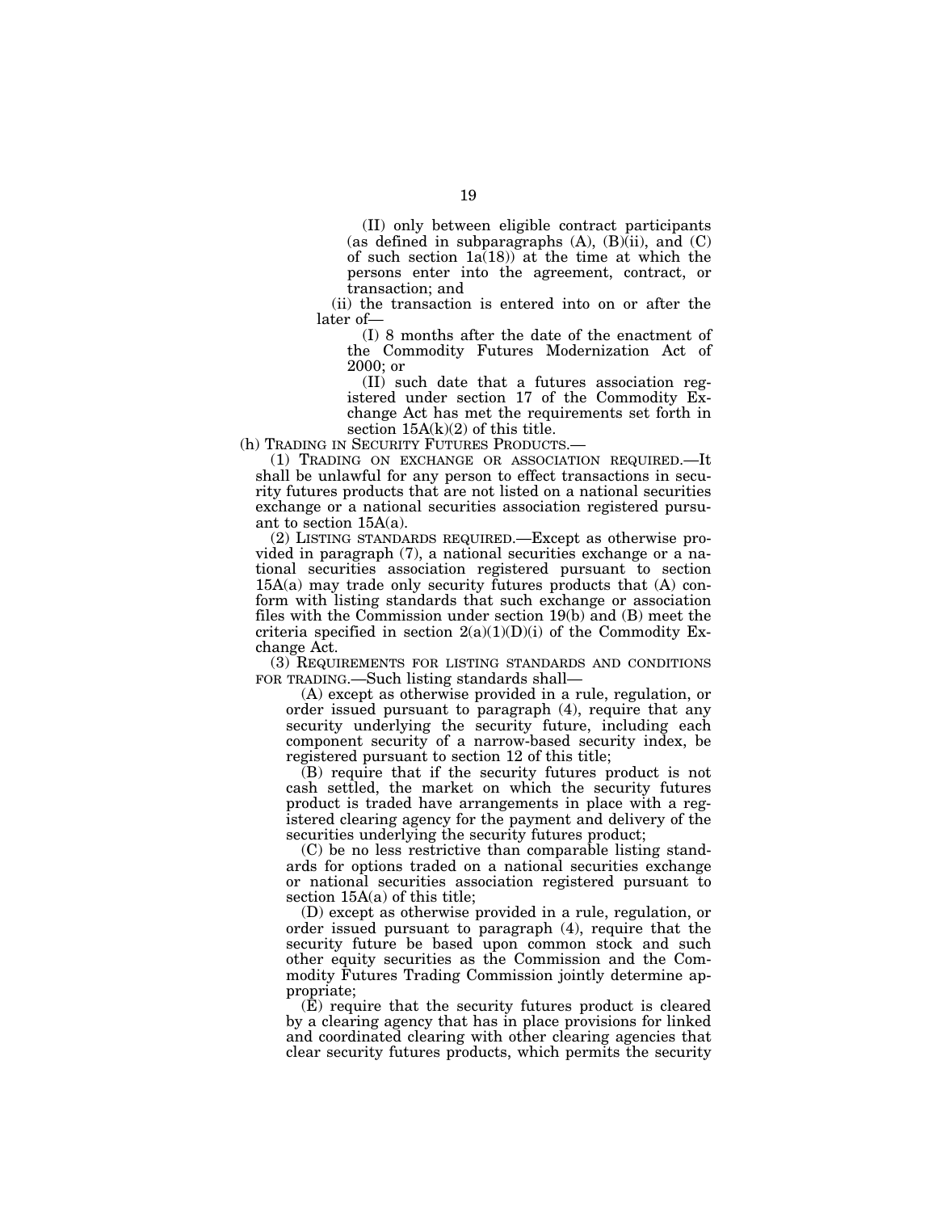(II) only between eligible contract participants (as defined in subparagraphs (A), (B)(ii), and (C) of such section 1a(18)) at the time at which the persons enter into the agreement, contract, or transaction; and

(ii) the transaction is entered into on or after the later of—

(I) 8 months after the date of the enactment of the Commodity Futures Modernization Act of 2000; or

(II) such date that a futures association registered under section 17 of the Commodity Exchange Act has met the requirements set forth in section 15A(k)(2) of this title.

(h) TRADING IN SECURITY FUTURES PRODUCTS.—

(1) TRADING ON EXCHANGE OR ASSOCIATION REQUIRED.—It shall be unlawful for any person to effect transactions in security futures products that are not listed on a national securities exchange or a national securities association registered pursuant to section 15A(a).

(2) LISTING STANDARDS REQUIRED.—Except as otherwise provided in paragraph (7), a national securities exchange or a national securities association registered pursuant to section 15A(a) may trade only security futures products that (A) conform with listing standards that such exchange or association files with the Commission under section 19(b) and (B) meet the criteria specified in section 2(a)(1)(D)(i) of the Commodity Exchange Act.

(3) REQUIREMENTS FOR LISTING STANDARDS AND CONDITIONS FOR TRADING.—Such listing standards shall—

(A) except as otherwise provided in a rule, regulation, or order issued pursuant to paragraph (4), require that any security underlying the security future, including each component security of a narrow-based security index, be registered pursuant to section 12 of this title;

(B) require that if the security futures product is not cash settled, the market on which the security futures product is traded have arrangements in place with a registered clearing agency for the payment and delivery of the securities underlying the security futures product;

(C) be no less restrictive than comparable listing standards for options traded on a national securities exchange or national securities association registered pursuant to section 15A(a) of this title;

(D) except as otherwise provided in a rule, regulation, or order issued pursuant to paragraph (4), require that the security future be based upon common stock and such other equity securities as the Commission and the Commodity Futures Trading Commission jointly determine appropriate;

(E) require that the security futures product is cleared by a clearing agency that has in place provisions for linked and coordinated clearing with other clearing agencies that clear security futures products, which permits the security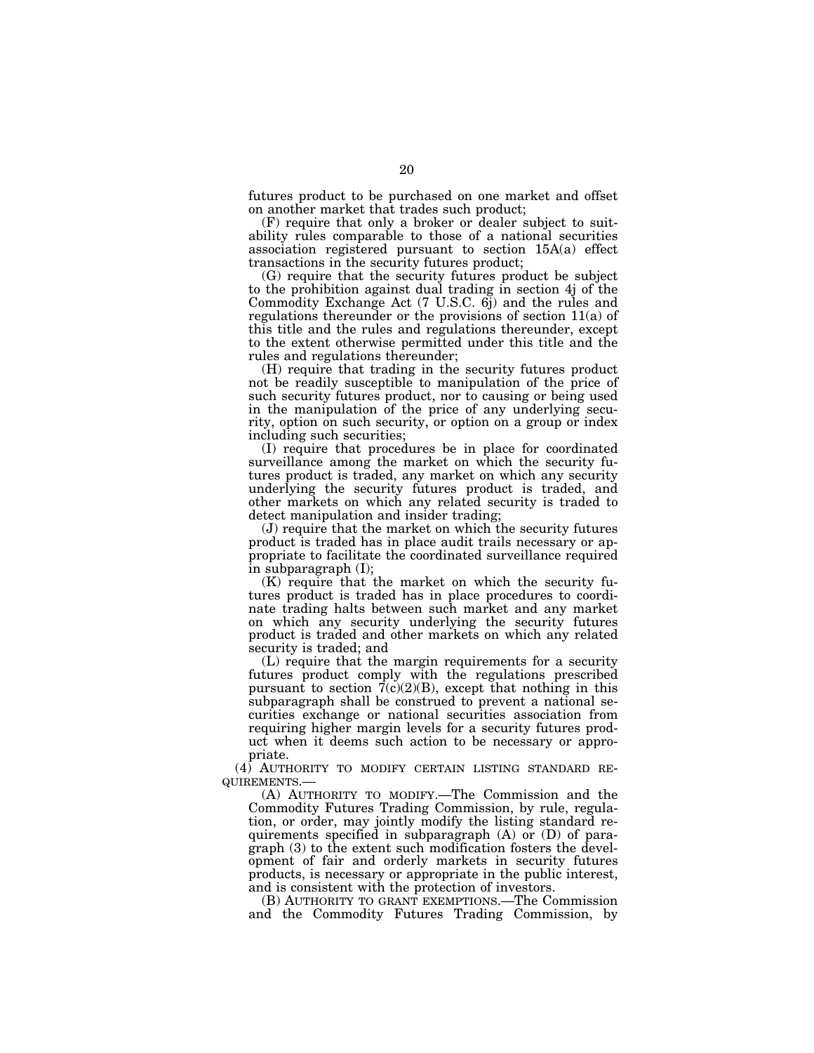futures product to be purchased on one market and offset on another market that trades such product;

(F) require that only a broker or dealer subject to suitability rules comparable to those of a national securities association registered pursuant to section 15A(a) effect transactions in the security futures product;

(G) require that the security futures product be subject to the prohibition against dual trading in section 4j of the Commodity Exchange Act (7 U.S.C. 6j) and the rules and regulations thereunder or the provisions of section 11(a) of this title and the rules and regulations thereunder, except to the extent otherwise permitted under this title and the rules and regulations thereunder;

(H) require that trading in the security futures product not be readily susceptible to manipulation of the price of such security futures product, nor to causing or being used in the manipulation of the price of any underlying security, option on such security, or option on a group or index including such securities;

(I) require that procedures be in place for coordinated surveillance among the market on which the security futures product is traded, any market on which any security underlying the security futures product is traded, and other markets on which any related security is traded to detect manipulation and insider trading;

(J) require that the market on which the security futures product is traded has in place audit trails necessary or appropriate to facilitate the coordinated surveillance required in subparagraph (I);

(K) require that the market on which the security futures product is traded has in place procedures to coordinate trading halts between such market and any market on which any security underlying the security futures product is traded and other markets on which any related security is traded; and

(L) require that the margin requirements for a security futures product comply with the regulations prescribed pursuant to section 7(c)(2)(B), except that nothing in this subparagraph shall be construed to prevent a national securities exchange or national securities association from requiring higher margin levels for a security futures product when it deems such action to be necessary or appropriate.

(4) AUTHORITY TO MODIFY CERTAIN LISTING STANDARD REQUIREMENTS.—

(A) AUTHORITY TO MODIFY.—The Commission and the Commodity Futures Trading Commission, by rule, regulation, or order, may jointly modify the listing standard requirements specified in subparagraph (A) or (D) of paragraph (3) to the extent such modification fosters the development of fair and orderly markets in security futures products, is necessary or appropriate in the public interest, and is consistent with the protection of investors.

(B) AUTHORITY TO GRANT EXEMPTIONS.—The Commission and the Commodity Futures Trading Commission, by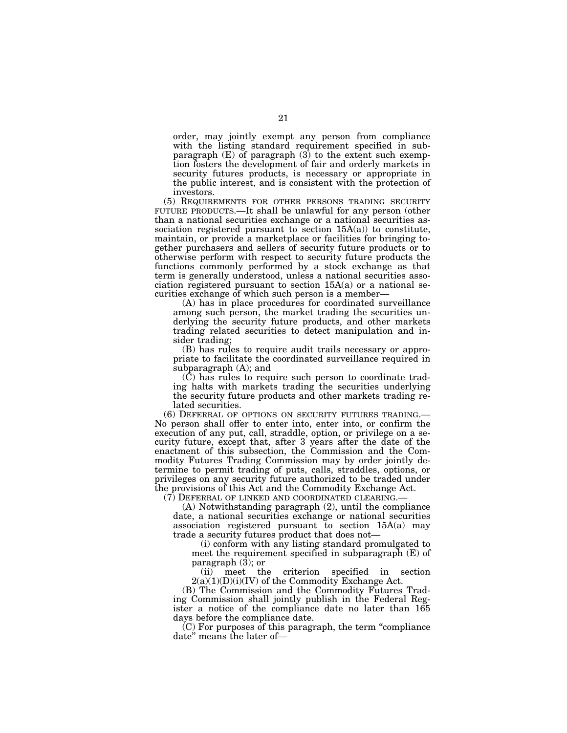order, may jointly exempt any person from compliance with the listing standard requirement specified in subparagraph (E) of paragraph (3) to the extent such exemption fosters the development of fair and orderly markets in security futures products, is necessary or appropriate in the public interest, and is consistent with the protection of investors.

(5) REQUIREMENTS FOR OTHER PERSONS TRADING SECURITY FUTURE PRODUCTS.—It shall be unlawful for any person (other than a national securities exchange or a national securities association registered pursuant to section 15A(a)) to constitute, maintain, or provide a marketplace or facilities for bringing together purchasers and sellers of security future products or to otherwise perform with respect to security future products the functions commonly performed by a stock exchange as that term is generally understood, unless a national securities association registered pursuant to section 15A(a) or a national securities exchange of which such person is a member—

(A) has in place procedures for coordinated surveillance among such person, the market trading the securities underlying the security future products, and other markets trading related securities to detect manipulation and insider trading;

(B) has rules to require audit trails necessary or appropriate to facilitate the coordinated surveillance required in subparagraph (A); and

(C) has rules to require such person to coordinate trading halts with markets trading the securities underlying the security future products and other markets trading related securities.

(6) DEFERRAL OF OPTIONS ON SECURITY FUTURES TRADING.—No person shall offer to enter into, enter into, or confirm the execution of any put, call, straddle, option, or privilege on a security future, except that, after 3 years after the date of the enactment of this subsection, the Commission and the Commodity Futures Trading Commission may by order jointly determine to permit trading of puts, calls, straddles, options, or privileges on any security future authorized to be traded under the provisions of this Act and the Commodity Exchange Act.

(7) DEFERRAL OF LINKED AND COORDINATED CLEARING.—

(A) Notwithstanding paragraph (2), until the compliance date, a national securities exchange or national securities association registered pursuant to section 15A(a) may trade a security futures product that does not—

(i) conform with any listing standard promulgated to meet the requirement specified in subparagraph (E) of paragraph (3); or

(ii) meet the criterion specified in section 2(a)(1)(D)(i)(IV) of the Commodity Exchange Act.

(B) The Commission and the Commodity Futures Trading Commission shall jointly publish in the Federal Register a notice of the compliance date no later than 165 days before the compliance date.

(C) For purposes of this paragraph, the term "compliance date" means the later of—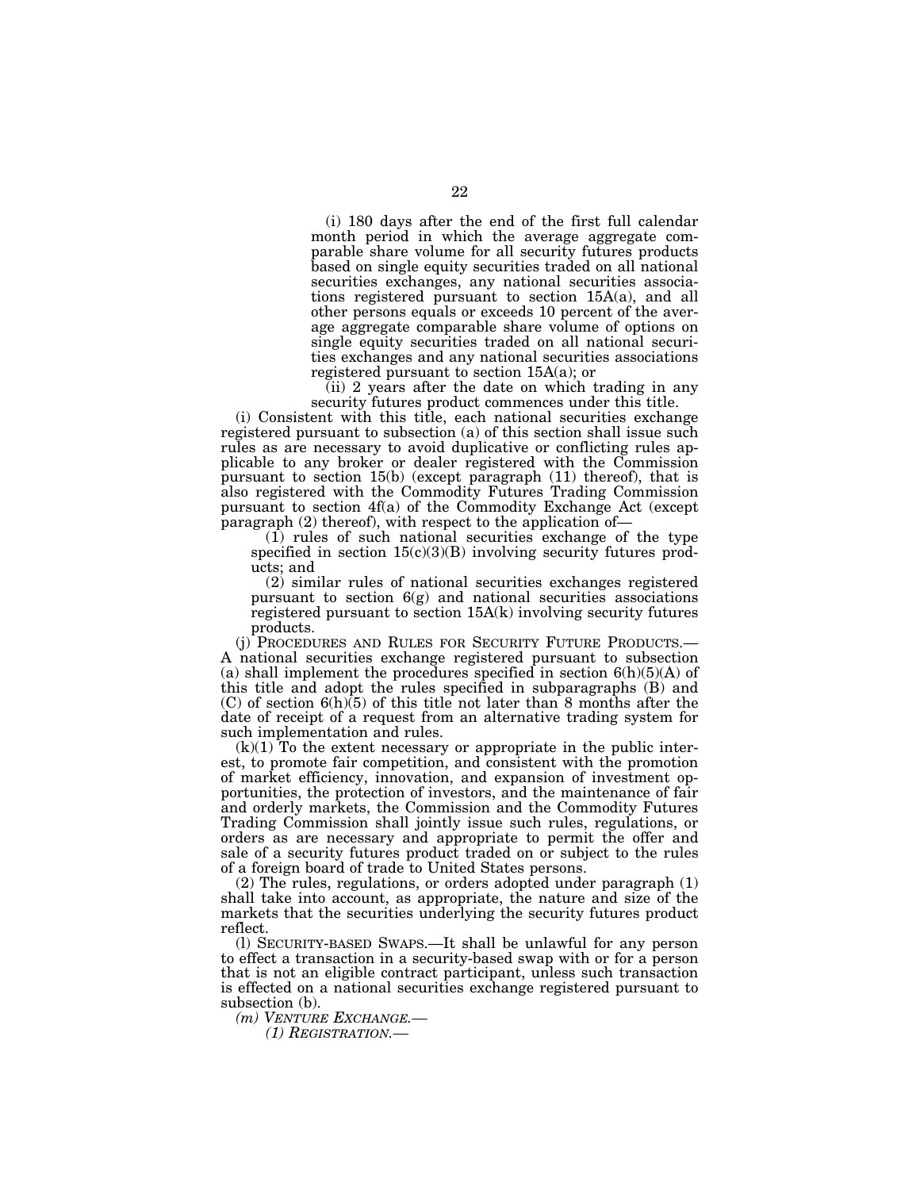(i) 180 days after the end of the first full calendar month period in which the average aggregate comparable share volume for all security futures products based on single equity securities traded on all national securities exchanges, any national securities associations registered pursuant to section 15A(a), and all other persons equals or exceeds 10 percent of the average aggregate comparable share volume of options on single equity securities traded on all national securities exchanges and any national securities associations registered pursuant to section 15A(a); or

(ii) 2 years after the date on which trading in any security futures product commences under this title.

(i) Consistent with this title, each national securities exchange registered pursuant to subsection (a) of this section shall issue such rules as are necessary to avoid duplicative or conflicting rules applicable to any broker or dealer registered with the Commission pursuant to section 15(b) (except paragraph (11) thereof), that is also registered with the Commodity Futures Trading Commission pursuant to section 4f(a) of the Commodity Exchange Act (except paragraph (2) thereof), with respect to the application of—

(1) rules of such national securities exchange of the type specified in section 15(c)(3)(B) involving security futures products; and

(2) similar rules of national securities exchanges registered pursuant to section 6(g) and national securities associations registered pursuant to section 15A(k) involving security futures products.

(j) PROCEDURES AND RULES FOR SECURITY FUTURE PRODUCTS.—A national securities exchange registered pursuant to subsection (a) shall implement the procedures specified in section 6(h)(5)(A) of this title and adopt the rules specified in subparagraphs (B) and (C) of section 6(h)(5) of this title not later than 8 months after the date of receipt of a request from an alternative trading system for such implementation and rules.

(k)(1) To the extent necessary or appropriate in the public interest, to promote fair competition, and consistent with the promotion of market efficiency, innovation, and expansion of investment opportunities, the protection of investors, and the maintenance of fair and orderly markets, the Commission and the Commodity Futures Trading Commission shall jointly issue such rules, regulations, or orders as are necessary and appropriate to permit the offer and sale of a security futures product traded on or subject to the rules of a foreign board of trade to United States persons.

(2) The rules, regulations, or orders adopted under paragraph (1) shall take into account, as appropriate, the nature and size of the markets that the securities underlying the security futures product reflect.

(l) SECURITY-BASED SWAPS.—It shall be unlawful for any person to effect a transaction in a security-based swap with or for a person that is not an eligible contract participant, unless such transaction is effected on a national securities exchange registered pursuant to subsection (b).

*(m) VENTURE EXCHANGE.—*

*(1) REGISTRATION.—*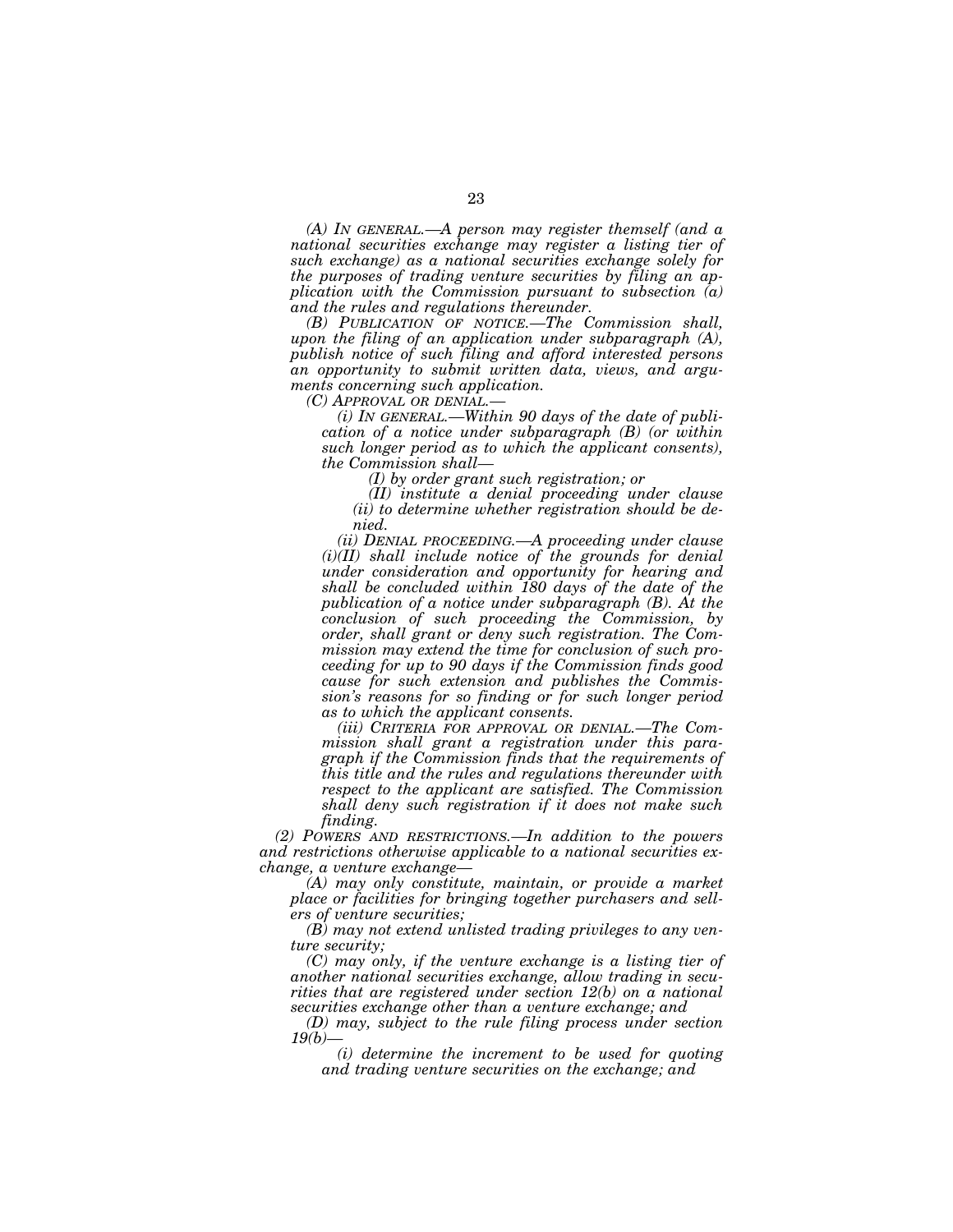*(A) IN GENERAL.—A person may register themself (and a national securities exchange may register a listing tier of such exchange) as a national securities exchange solely for the purposes of trading venture securities by filing an application with the Commission pursuant to subsection (a) and the rules and regulations thereunder.*

*(B) PUBLICATION OF NOTICE.—The Commission shall, upon the filing of an application under subparagraph (A), publish notice of such filing and afford interested persons an opportunity to submit written data, views, and arguments concerning such application.*

*(C) APPROVAL OR DENIAL.—*

*(i) IN GENERAL.—Within 90 days of the date of publication of a notice under subparagraph (B) (or within such longer period as to which the applicant consents), the Commission shall—*

*(I) by order grant such registration; or*

*(II) institute a denial proceeding under clause (ii) to determine whether registration should be denied.*

*(ii) DENIAL PROCEEDING.—A proceeding under clause (i)(II) shall include notice of the grounds for denial under consideration and opportunity for hearing and shall be concluded within 180 days of the date of the publication of a notice under subparagraph (B). At the conclusion of such proceeding the Commission, by order, shall grant or deny such registration. The Commission may extend the time for conclusion of such proceeding for up to 90 days if the Commission finds good cause for such extension and publishes the Commission's reasons for so finding or for such longer period as to which the applicant consents.*

*(iii) CRITERIA FOR APPROVAL OR DENIAL.—The Commission shall grant a registration under this paragraph if the Commission finds that the requirements of this title and the rules and regulations thereunder with respect to the applicant are satisfied. The Commission shall deny such registration if it does not make such finding.*

*(2) POWERS AND RESTRICTIONS.—In addition to the powers and restrictions otherwise applicable to a national securities exchange, a venture exchange—*

*(A) may only constitute, maintain, or provide a market place or facilities for bringing together purchasers and sellers of venture securities;*

*(B) may not extend unlisted trading privileges to any venture security;*

*(C) may only, if the venture exchange is a listing tier of another national securities exchange, allow trading in securities that are registered under section 12(b) on a national securities exchange other than a venture exchange; and*

*(D) may, subject to the rule filing process under section 19(b)—*

*(i) determine the increment to be used for quoting and trading venture securities on the exchange; and*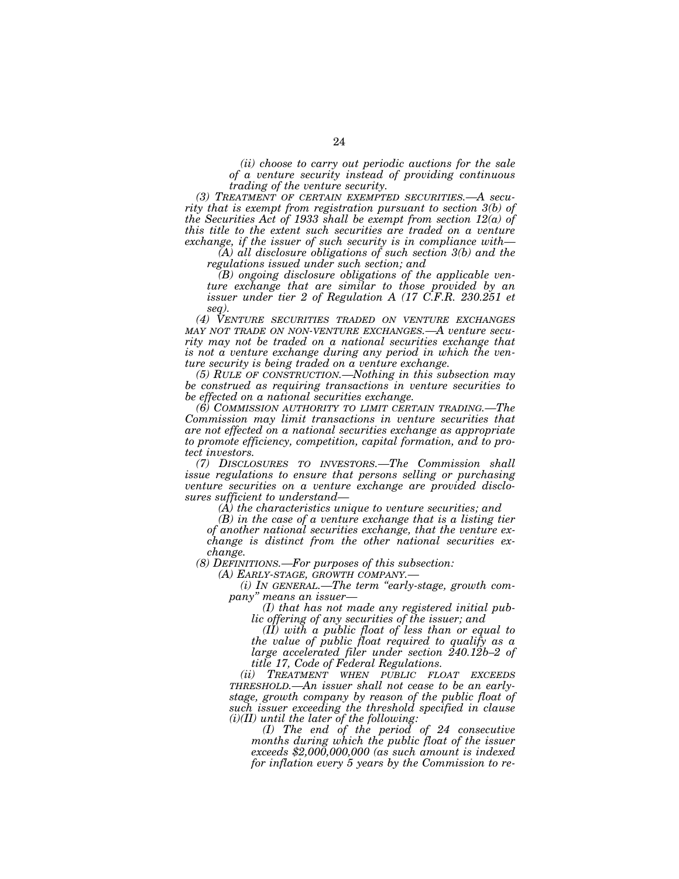*(ii) choose to carry out periodic auctions for the sale of a venture security instead of providing continuous trading of the venture security.*

*(3) TREATMENT OF CERTAIN EXEMPTED SECURITIES.—A security that is exempt from registration pursuant to section 3(b) of the Securities Act of 1933 shall be exempt from section 12(a) of this title to the extent such securities are traded on a venture exchange, if the issuer of such security is in compliance with—*

*(A) all disclosure obligations of such section 3(b) and the regulations issued under such section; and*

*(B) ongoing disclosure obligations of the applicable venture exchange that are similar to those provided by an issuer under tier 2 of Regulation A (17 C.F.R. 230.251 et seq).*

*(4) VENTURE SECURITIES TRADED ON VENTURE EXCHANGES MAY NOT TRADE ON NON-VENTURE EXCHANGES.—A venture security may not be traded on a national securities exchange that is not a venture exchange during any period in which the venture security is being traded on a venture exchange.*

*(5) RULE OF CONSTRUCTION.—Nothing in this subsection may be construed as requiring transactions in venture securities to be effected on a national securities exchange.*

*(6) COMMISSION AUTHORITY TO LIMIT CERTAIN TRADING.—The Commission may limit transactions in venture securities that are not effected on a national securities exchange as appropriate to promote efficiency, competition, capital formation, and to protect investors.*

*(7) DISCLOSURES TO INVESTORS.—The Commission shall issue regulations to ensure that persons selling or purchasing venture securities on a venture exchange are provided disclosures sufficient to understand—*

*(A) the characteristics unique to venture securities; and*

*(B) in the case of a venture exchange that is a listing tier of another national securities exchange, that the venture exchange is distinct from the other national securities exchange.*

*(8) DEFINITIONS.—For purposes of this subsection:*

*(A) EARLY-STAGE, GROWTH COMPANY.—*

*(i) IN GENERAL.—The term "early-stage, growth company" means an issuer—*

*(I) that has not made any registered initial public offering of any securities of the issuer; and*

*(II) with a public float of less than or equal to the value of public float required to qualify as a large accelerated filer under section 240.12b–2 of title 17, Code of Federal Regulations.*

*(ii) TREATMENT WHEN PUBLIC FLOAT EXCEEDS THRESHOLD.—An issuer shall not cease to be an early-stage, growth company by reason of the public float of such issuer exceeding the threshold specified in clause (i)(II) until the later of the following:*

*(I) The end of the period of 24 consecutive months during which the public float of the issuer exceeds $2,000,000,000 (as such amount is indexed for inflation every 5 years by the Commission to re-*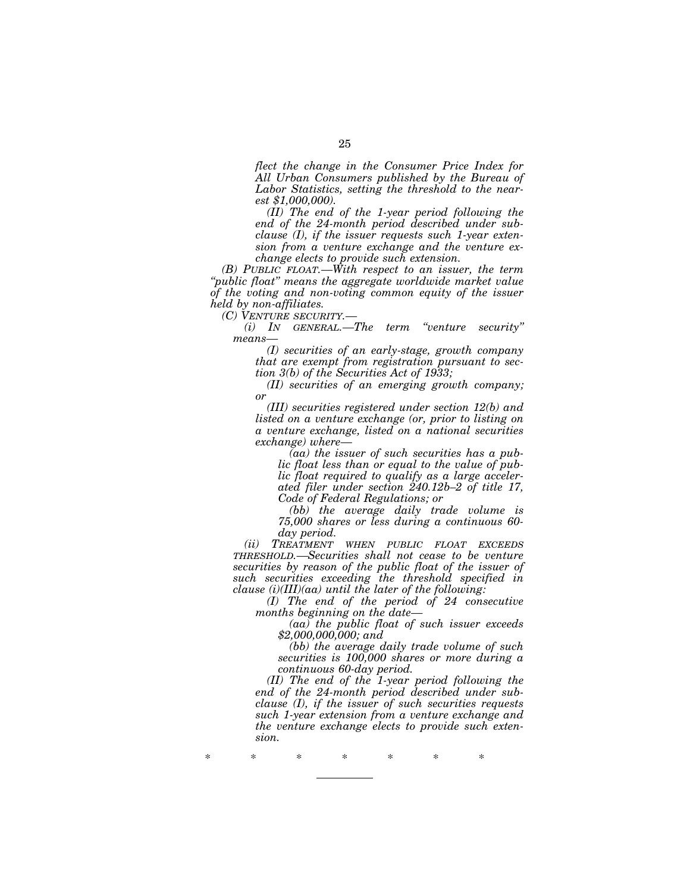*flect the change in the Consumer Price Index for All Urban Consumers published by the Bureau of Labor Statistics, setting the threshold to the nearest $1,000,000).*

*(II) The end of the 1-year period following the end of the 24-month period described under subclause (I), if the issuer requests such 1-year extension from a venture exchange and the venture exchange elects to provide such extension.*

*(B) PUBLIC FLOAT.—With respect to an issuer, the term "public float" means the aggregate worldwide market value of the voting and non-voting common equity of the issuer held by non-affiliates.*

*(C) VENTURE SECURITY.—*

*(i) IN GENERAL.—The term "venture security" means—*

*(I) securities of an early-stage, growth company that are exempt from registration pursuant to section 3(b) of the Securities Act of 1933;*

*(II) securities of an emerging growth company; or*

*(III) securities registered under section 12(b) and listed on a venture exchange (or, prior to listing on a venture exchange, listed on a national securities exchange) where—*

*(aa) the issuer of such securities has a public float less than or equal to the value of public float required to qualify as a large accelerated filer under section 240.12b–2 of title 17, Code of Federal Regulations; or*

*(bb) the average daily trade volume is 75,000 shares or less during a continuous 60-day period.*

*(ii) TREATMENT WHEN PUBLIC FLOAT EXCEEDS THRESHOLD.—Securities shall not cease to be venture securities by reason of the public float of the issuer of such securities exceeding the threshold specified in clause (i)(III)(aa) until the later of the following:*

*(I) The end of the period of 24 consecutive months beginning on the date—*

*(aa) the public float of such issuer exceeds $2,000,000,000; and*

*(bb) the average daily trade volume of such securities is 100,000 shares or more during a continuous 60-day period.*

*(II) The end of the 1-year period following the end of the 24-month period described under subclause (I), if the issuer of such securities requests such 1-year extension from a venture exchange and the venture exchange elects to provide such extension.*

\* \* \* \* \* \* \*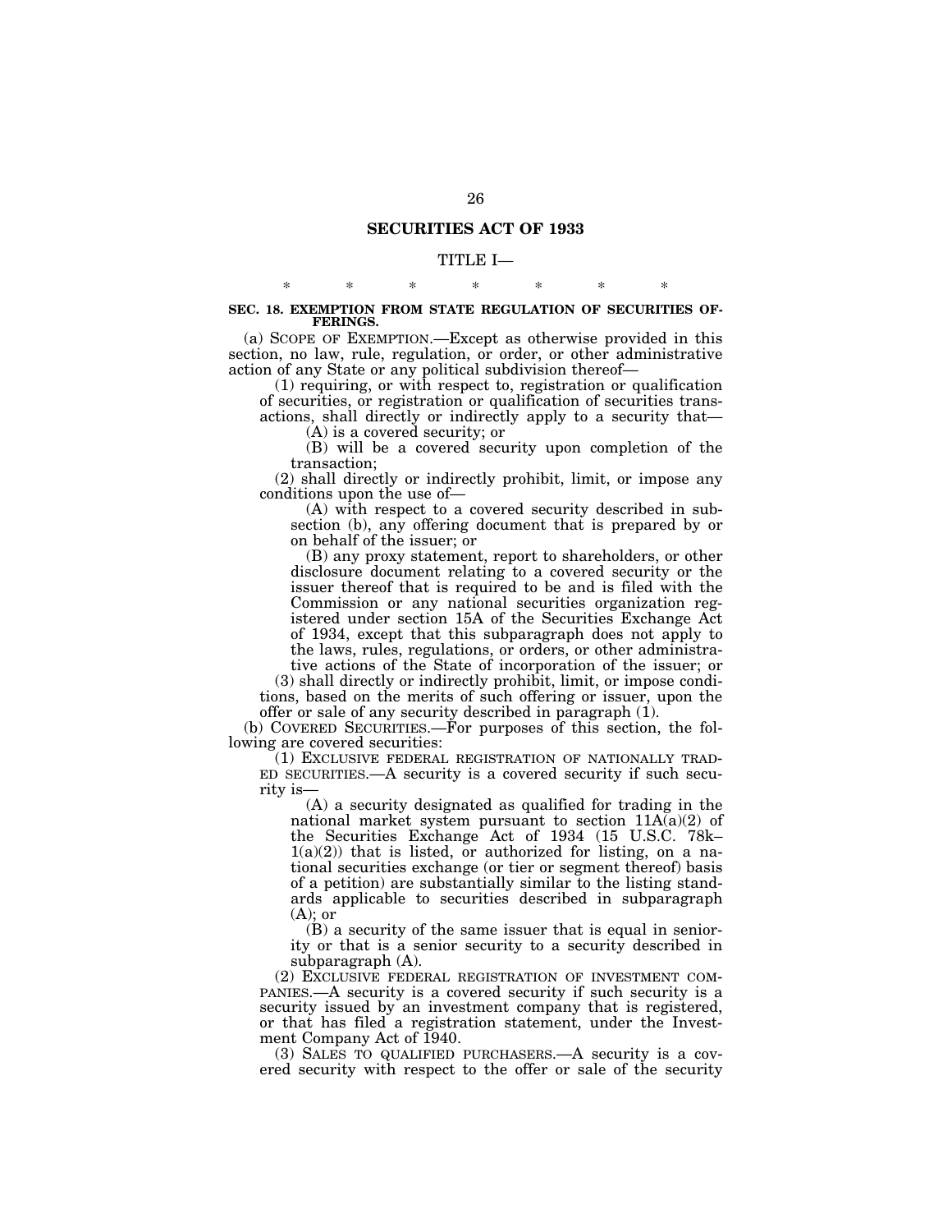## SECURITIES ACT OF 1933

### TITLE I—

\* \* \* \* \* \* \*

**SEC. 18. EXEMPTION FROM STATE REGULATION OF SECURITIES OFFERINGS.**

(a) SCOPE OF EXEMPTION.—Except as otherwise provided in this section, no law, rule, regulation, or order, or other administrative action of any State or any political subdivision thereof—

(1) requiring, or with respect to, registration or qualification of securities, or registration or qualification of securities transactions, shall directly or indirectly apply to a security that—

(A) is a covered security; or

(B) will be a covered security upon completion of the transaction;

(2) shall directly or indirectly prohibit, limit, or impose any conditions upon the use of—

(A) with respect to a covered security described in subsection (b), any offering document that is prepared by or on behalf of the issuer; or

(B) any proxy statement, report to shareholders, or other disclosure document relating to a covered security or the issuer thereof that is required to be and is filed with the Commission or any national securities organization registered under section 15A of the Securities Exchange Act of 1934, except that this subparagraph does not apply to the laws, rules, regulations, or orders, or other administrative actions of the State of incorporation of the issuer; or

(3) shall directly or indirectly prohibit, limit, or impose conditions, based on the merits of such offering or issuer, upon the offer or sale of any security described in paragraph (1).

(b) COVERED SECURITIES.—For purposes of this section, the following are covered securities:

(1) EXCLUSIVE FEDERAL REGISTRATION OF NATIONALLY TRADED SECURITIES.—A security is a covered security if such security is—

(A) a security designated as qualified for trading in the national market system pursuant to section 11A(a)(2) of the Securities Exchange Act of 1934 (15 U.S.C. 78k–1(a)(2)) that is listed, or authorized for listing, on a national securities exchange (or tier or segment thereof) basis of a petition) are substantially similar to the listing standards applicable to securities described in subparagraph (A); or

(B) a security of the same issuer that is equal in seniority or that is a senior security to a security described in subparagraph (A).

(2) EXCLUSIVE FEDERAL REGISTRATION OF INVESTMENT COMPANIES.—A security is a covered security if such security is a security issued by an investment company that is registered, or that has filed a registration statement, under the Investment Company Act of 1940.

(3) SALES TO QUALIFIED PURCHASERS.—A security is a covered security with respect to the offer or sale of the security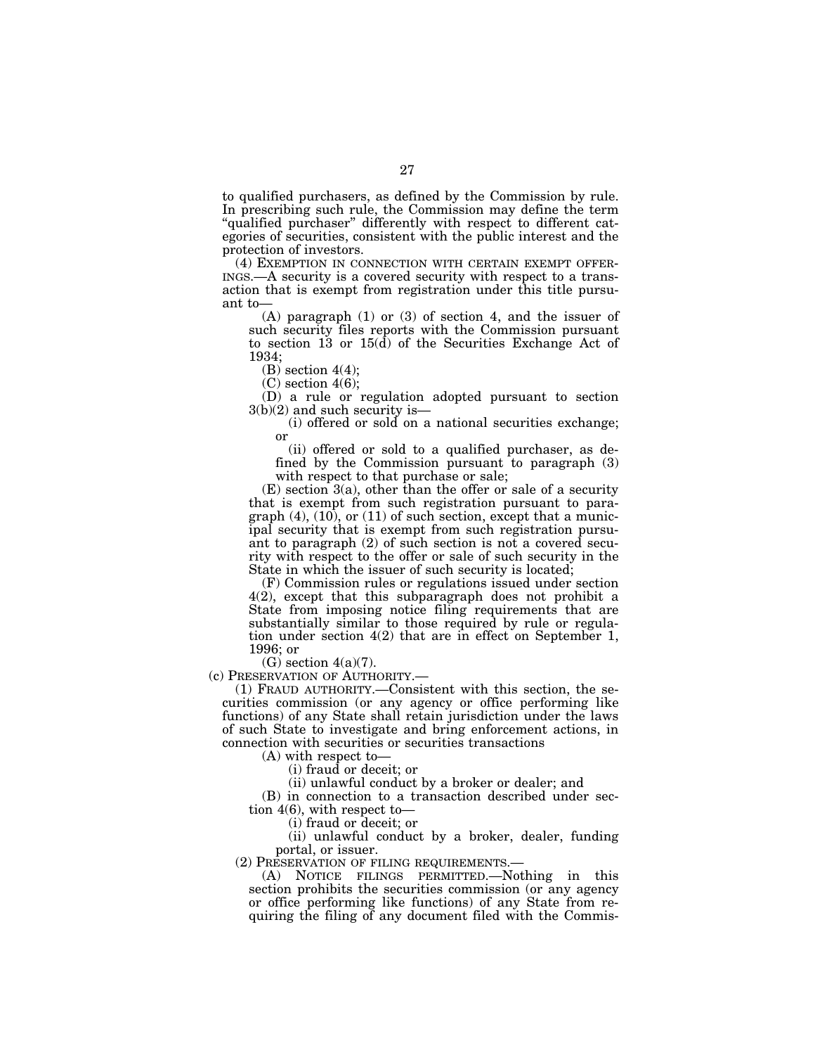to qualified purchasers, as defined by the Commission by rule. In prescribing such rule, the Commission may define the term "qualified purchaser" differently with respect to different categories of securities, consistent with the public interest and the protection of investors.

(4) EXEMPTION IN CONNECTION WITH CERTAIN EXEMPT OFFERINGS.—A security is a covered security with respect to a transaction that is exempt from registration under this title pursuant to—

(A) paragraph (1) or (3) of section 4, and the issuer of such security files reports with the Commission pursuant to section 13 or 15(d) of the Securities Exchange Act of 1934;

(B) section 4(4);

(C) section 4(6);

(D) a rule or regulation adopted pursuant to section 3(b)(2) and such security is—

(i) offered or sold on a national securities exchange; or

(ii) offered or sold to a qualified purchaser, as defined by the Commission pursuant to paragraph (3) with respect to that purchase or sale;

(E) section 3(a), other than the offer or sale of a security that is exempt from such registration pursuant to paragraph (4), (10), or (11) of such section, except that a municipal security that is exempt from such registration pursuant to paragraph (2) of such section is not a covered security with respect to the offer or sale of such security in the State in which the issuer of such security is located;

(F) Commission rules or regulations issued under section 4(2), except that this subparagraph does not prohibit a State from imposing notice filing requirements that are substantially similar to those required by rule or regulation under section 4(2) that are in effect on September 1, 1996; or

(G) section 4(a)(7).

(c) PRESERVATION OF AUTHORITY.—

(1) FRAUD AUTHORITY.—Consistent with this section, the securities commission (or any agency or office performing like functions) of any State shall retain jurisdiction under the laws of such State to investigate and bring enforcement actions, in connection with securities or securities transactions

(A) with respect to—

(i) fraud or deceit; or

(ii) unlawful conduct by a broker or dealer; and

(B) in connection to a transaction described under section 4(6), with respect to—

(i) fraud or deceit; or

(ii) unlawful conduct by a broker, dealer, funding portal, or issuer.

(2) PRESERVATION OF FILING REQUIREMENTS.—

(A) NOTICE FILINGS PERMITTED.—Nothing in this section prohibits the securities commission (or any agency or office performing like functions) of any State from requiring the filing of any document filed with the Commis-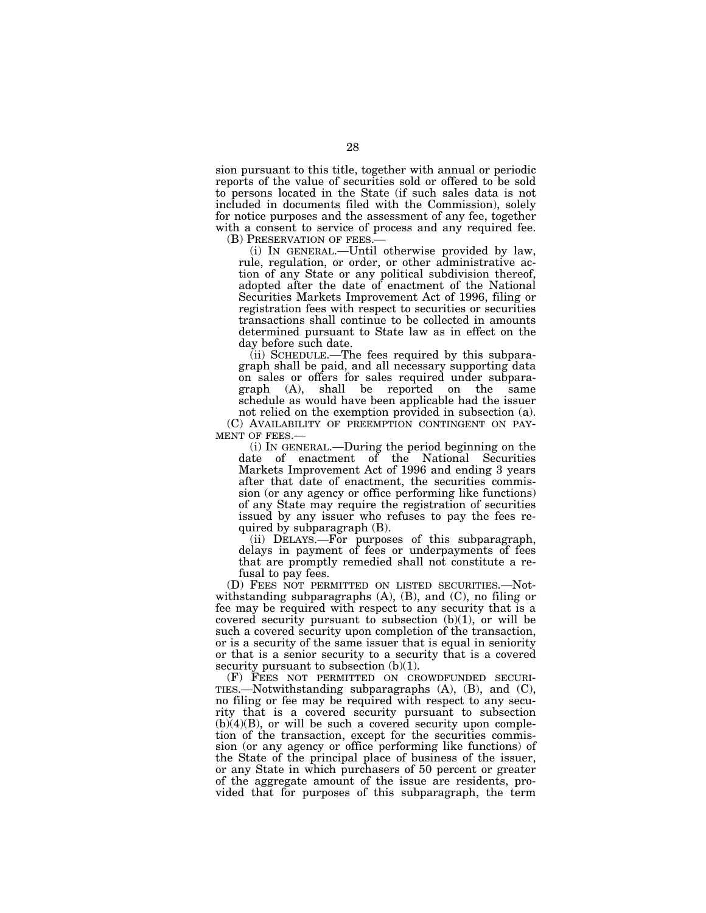sion pursuant to this title, together with annual or periodic reports of the value of securities sold or offered to be sold to persons located in the State (if such sales data is not included in documents filed with the Commission), solely for notice purposes and the assessment of any fee, together with a consent to service of process and any required fee.

(B) PRESERVATION OF FEES.—

(i) IN GENERAL.—Until otherwise provided by law, rule, regulation, or order, or other administrative action of any State or any political subdivision thereof, adopted after the date of enactment of the National Securities Markets Improvement Act of 1996, filing or registration fees with respect to securities or securities transactions shall continue to be collected in amounts determined pursuant to State law as in effect on the day before such date.

(ii) SCHEDULE.—The fees required by this subparagraph shall be paid, and all necessary supporting data on sales or offers for sales required under subparagraph (A), shall be reported on the same schedule as would have been applicable had the issuer not relied on the exemption provided in subsection (a).

(C) AVAILABILITY OF PREEMPTION CONTINGENT ON PAYMENT OF FEES.—

(i) IN GENERAL.—During the period beginning on the date of enactment of the National Securities Markets Improvement Act of 1996 and ending 3 years after that date of enactment, the securities commission (or any agency or office performing like functions) of any State may require the registration of securities issued by any issuer who refuses to pay the fees required by subparagraph (B).

(ii) DELAYS.—For purposes of this subparagraph, delays in payment of fees or underpayments of fees that are promptly remedied shall not constitute a refusal to pay fees.

(D) FEES NOT PERMITTED ON LISTED SECURITIES.—Notwithstanding subparagraphs (A), (B), and (C), no filing or fee may be required with respect to any security that is a covered security pursuant to subsection (b)(1), or will be such a covered security upon completion of the transaction, or is a security of the same issuer that is equal in seniority or that is a senior security to a security that is a covered security pursuant to subsection (b)(1).

(F) FEES NOT PERMITTED ON CROWDFUNDED SECURITIES.—Notwithstanding subparagraphs (A), (B), and (C), no filing or fee may be required with respect to any security that is a covered security pursuant to subsection (b)(4)(B), or will be such a covered security upon completion of the transaction, except for the securities commission (or any agency or office performing like functions) of the State of the principal place of business of the issuer, or any State in which purchasers of 50 percent or greater of the aggregate amount of the issue are residents, provided that for purposes of this subparagraph, the term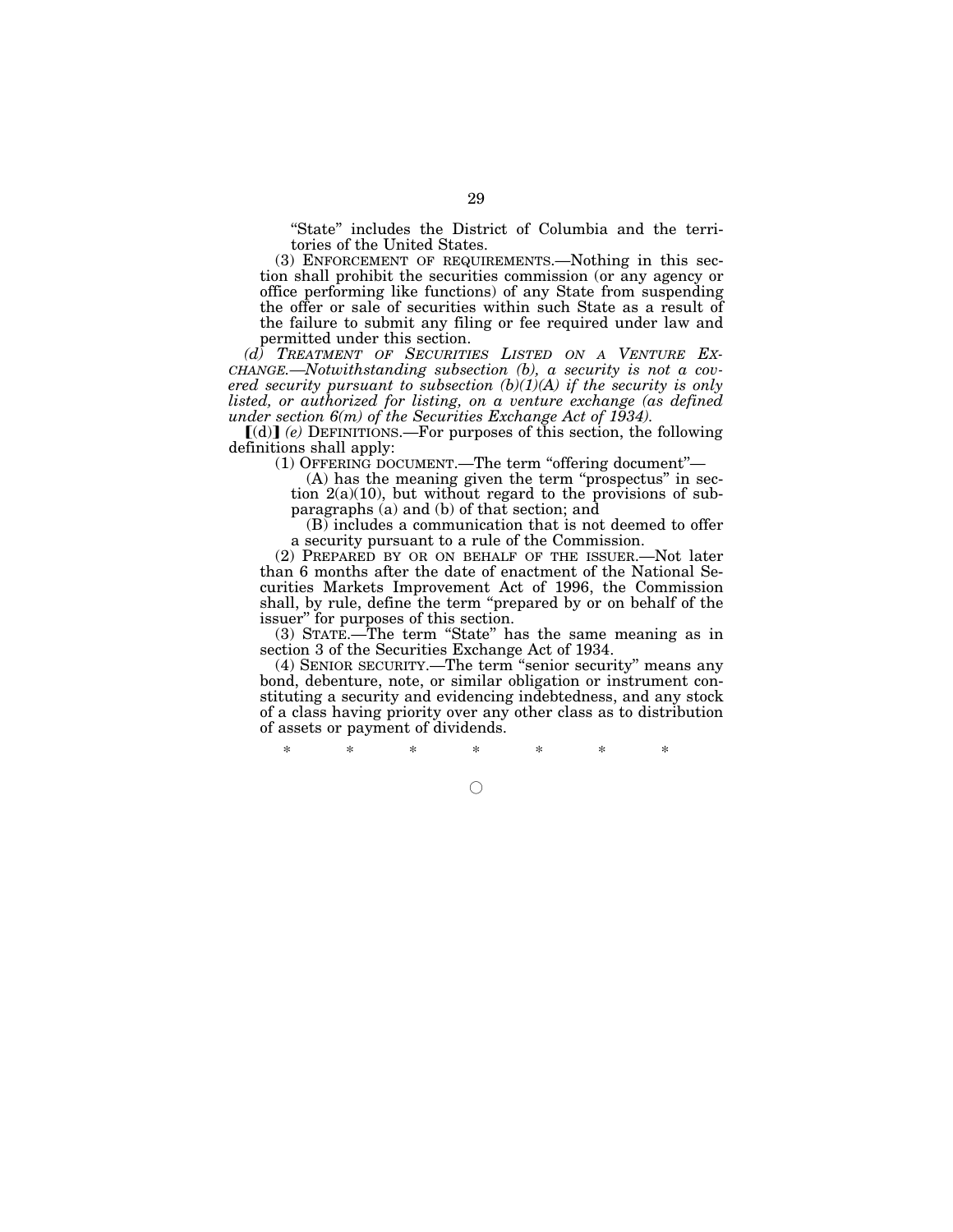"State" includes the District of Columbia and the territories of the United States.

(3) ENFORCEMENT OF REQUIREMENTS.—Nothing in this section shall prohibit the securities commission (or any agency or office performing like functions) of any State from suspending the offer or sale of securities within such State as a result of the failure to submit any filing or fee required under law and permitted under this section.

*(d) TREATMENT OF SECURITIES LISTED ON A VENTURE EXCHANGE.—Notwithstanding subsection (b), a security is not a covered security pursuant to subsection (b)(1)(A) if the security is only listed, or authorized for listing, on a venture exchange (as defined under section 6(m) of the Securities Exchange Act of 1934).*

【(d)】 *(e)* DEFINITIONS.—For purposes of this section, the following definitions shall apply:

(1) OFFERING DOCUMENT.—The term "offering document"—

(A) has the meaning given the term "prospectus" in section 2(a)(10), but without regard to the provisions of subparagraphs (a) and (b) of that section; and

(B) includes a communication that is not deemed to offer a security pursuant to a rule of the Commission.

(2) PREPARED BY OR ON BEHALF OF THE ISSUER.—Not later than 6 months after the date of enactment of the National Securities Markets Improvement Act of 1996, the Commission shall, by rule, define the term "prepared by or on behalf of the issuer" for purposes of this section.

(3) STATE.—The term "State" has the same meaning as in section 3 of the Securities Exchange Act of 1934.

(4) SENIOR SECURITY.—The term "senior security" means any bond, debenture, note, or similar obligation or instrument constituting a security and evidencing indebtedness, and any stock of a class having priority over any other class as to distribution of assets or payment of dividends.

\* \* \* \* \* \* \*

○